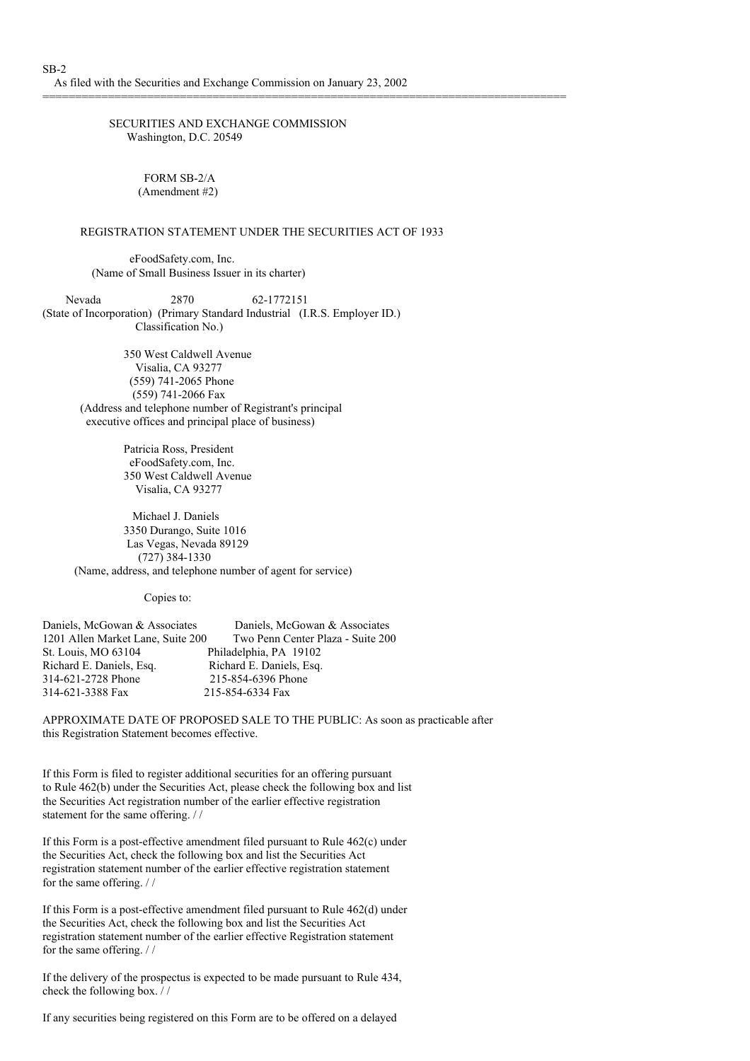SB-2

As filed with the Securities and Exchange Commission on January 23, 2002

---

SECURITIES AND EXCHANGE COMMISSION
Washington, D.C. 20549

FORM SB-2/A
(Amendment #2)

REGISTRATION STATEMENT UNDER THE SECURITIES ACT OF 1933

eFoodSafety.com, Inc.
(Name of Small Business Issuer in its charter)

| Nevada | 2870 | 62-1772151 |
|---|---|---|
| (State of Incorporation) | (Primary Standard Industrial Classification No.) | (I.R.S. Employer ID.) |

350 West Caldwell Avenue
Visalia, CA 93277
(559) 741-2065 Phone
(559) 741-2066 Fax
(Address and telephone number of Registrant's principal executive offices and principal place of business)

Patricia Ross, President
eFoodSafety.com, Inc.
350 West Caldwell Avenue
Visalia, CA 93277

Michael J. Daniels
3350 Durango, Suite 1016
Las Vegas, Nevada 89129
(727) 384-1330
(Name, address, and telephone number of agent for service)

Copies to:

| | |
|---|---|
| Daniels, McGowan & Associates | Daniels, McGowan & Associates |
| 1201 Allen Market Lane, Suite 200 | Two Penn Center Plaza - Suite 200 |
| St. Louis, MO 63104 | Philadelphia, PA 19102 |
| Richard E. Daniels, Esq. | Richard E. Daniels, Esq. |
| 314-621-2728 Phone | 215-854-6396 Phone |
| 314-621-3388 Fax | 215-854-6334 Fax |

APPROXIMATE DATE OF PROPOSED SALE TO THE PUBLIC: As soon as practicable after this Registration Statement becomes effective.

If this Form is filed to register additional securities for an offering pursuant to Rule 462(b) under the Securities Act, please check the following box and list the Securities Act registration number of the earlier effective registration statement for the same offering. / /

If this Form is a post-effective amendment filed pursuant to Rule 462(c) under the Securities Act, check the following box and list the Securities Act registration statement number of the earlier effective registration statement for the same offering. / /

If this Form is a post-effective amendment filed pursuant to Rule 462(d) under the Securities Act, check the following box and list the Securities Act registration statement number of the earlier effective Registration statement for the same offering. / /

If the delivery of the prospectus is expected to be made pursuant to Rule 434, check the following box. / /

If any securities being registered on this Form are to be offered on a delayed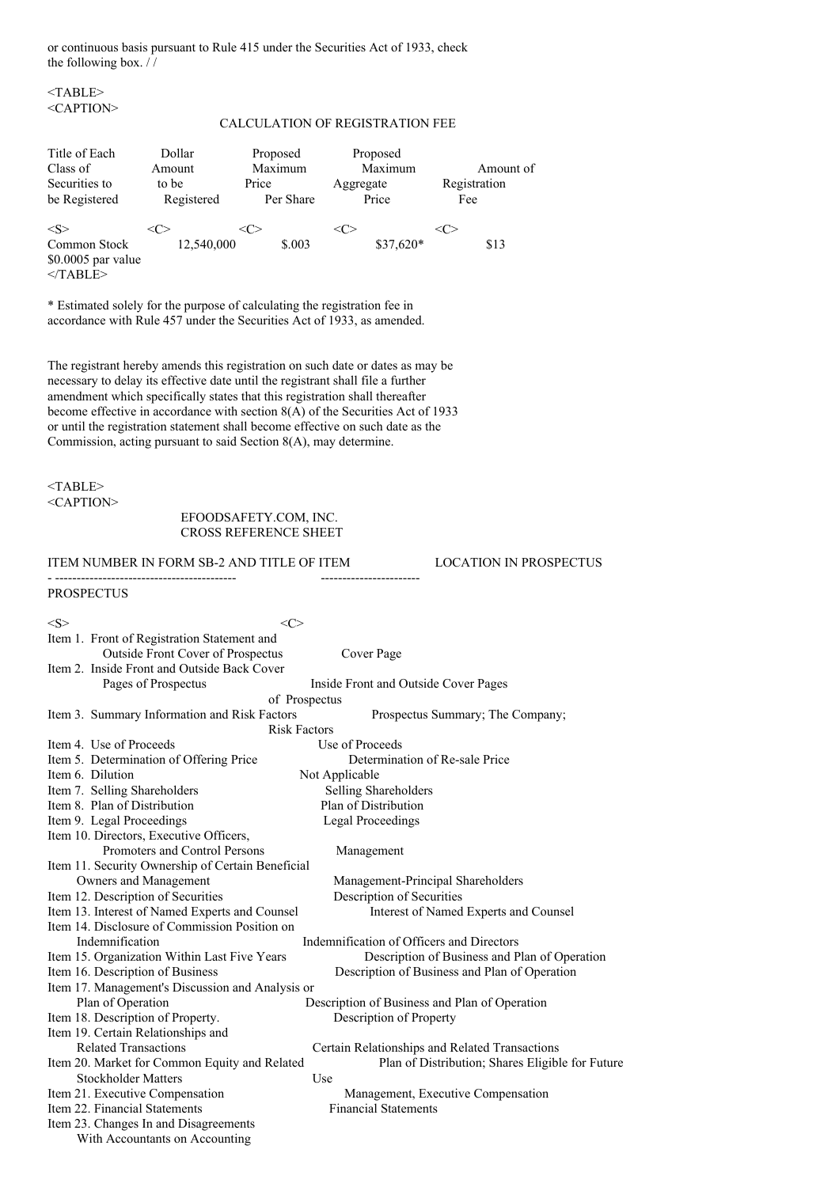or continuous basis pursuant to Rule 415 under the Securities Act of 1933, check the following box. / /

CALCULATION OF REGISTRATION FEE

| Title of Each Class of Securities to be Registered | Dollar Amount to be Registered | Proposed Maximum Price Per Share | Proposed Maximum Aggregate Price | Amount of Registration Fee |
|---|---|---|---|---|
| Common Stock $0.0005 par value | 12,540,000 | $.003 | $37,620* | $13 |

* Estimated solely for the purpose of calculating the registration fee in accordance with Rule 457 under the Securities Act of 1933, as amended.

The registrant hereby amends this registration on such date or dates as may be necessary to delay its effective date until the registrant shall file a further amendment which specifically states that this registration shall thereafter become effective in accordance with section 8(A) of the Securities Act of 1933 or until the registration statement shall become effective on such date as the Commission, acting pursuant to said Section 8(A), may determine.

EFOODSAFETY.COM, INC.
CROSS REFERENCE SHEET

| ITEM NUMBER IN FORM SB-2 AND TITLE OF ITEM | LOCATION IN PROSPECTUS |
|---|---|
| PROSPECTUS | |
| Item 1. Front of Registration Statement and Outside Front Cover of Prospectus | Cover Page |
| Item 2. Inside Front and Outside Back Cover Pages of Prospectus | Inside Front and Outside Cover Pages of Prospectus |
| Item 3. Summary Information and Risk Factors | Prospectus Summary; The Company; Risk Factors |
| Item 4. Use of Proceeds | Use of Proceeds |
| Item 5. Determination of Offering Price | Determination of Re-sale Price |
| Item 6. Dilution | Not Applicable |
| Item 7. Selling Shareholders | Selling Shareholders |
| Item 8. Plan of Distribution | Plan of Distribution |
| Item 9. Legal Proceedings | Legal Proceedings |
| Item 10. Directors, Executive Officers, Promoters and Control Persons | Management |
| Item 11. Security Ownership of Certain Beneficial Owners and Management | Management-Principal Shareholders |
| Item 12. Description of Securities | Description of Securities |
| Item 13. Interest of Named Experts and Counsel | Interest of Named Experts and Counsel |
| Item 14. Disclosure of Commission Position on Indemnification | Indemnification of Officers and Directors |
| Item 15. Organization Within Last Five Years | Description of Business and Plan of Operation |
| Item 16. Description of Business | Description of Business and Plan of Operation |
| Item 17. Management's Discussion and Analysis or Plan of Operation | Description of Business and Plan of Operation |
| Item 18. Description of Property. | Description of Property |
| Item 19. Certain Relationships and Related Transactions | Certain Relationships and Related Transactions |
| Item 20. Market for Common Equity and Related Stockholder Matters | Plan of Distribution; Shares Eligible for Future Use |
| Item 21. Executive Compensation | Management, Executive Compensation |
| Item 22. Financial Statements | Financial Statements |
| Item 23. Changes In and Disagreements With Accountants on Accounting | |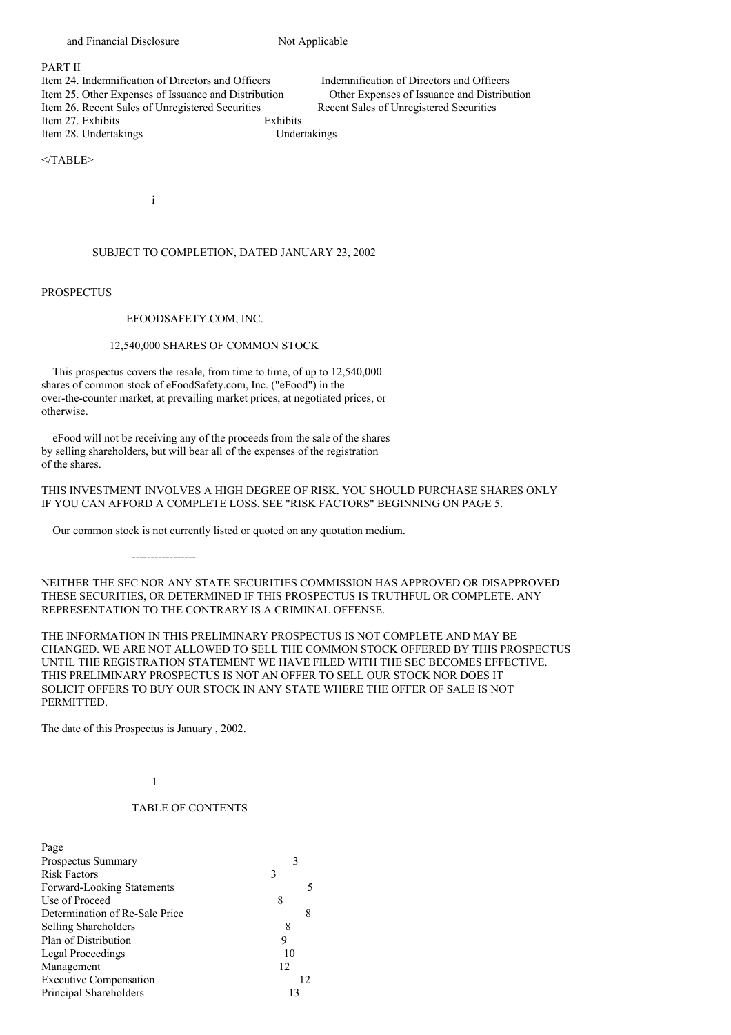| | |
|---|---|
| and Financial Disclosure | Not Applicable |

PART II

| | |
|---|---|
| Item 24. Indemnification of Directors and Officers | Indemnification of Directors and Officers |
| Item 25. Other Expenses of Issuance and Distribution | Other Expenses of Issuance and Distribution |
| Item 26. Recent Sales of Unregistered Securities | Recent Sales of Unregistered Securities |
| Item 27. Exhibits | Exhibits |
| Item 28. Undertakings | Undertakings |

</TABLE>

SUBJECT TO COMPLETION, DATED JANUARY 23, 2002

PROSPECTUS

EFOODSAFETY.COM, INC.

12,540,000 SHARES OF COMMON STOCK

This prospectus covers the resale, from time to time, of up to 12,540,000 shares of common stock of eFoodSafety.com, Inc. ("eFood") in the over-the-counter market, at prevailing market prices, at negotiated prices, or otherwise.

eFood will not be receiving any of the proceeds from the sale of the shares by selling shareholders, but will bear all of the expenses of the registration of the shares.

THIS INVESTMENT INVOLVES A HIGH DEGREE OF RISK. YOU SHOULD PURCHASE SHARES ONLY IF YOU CAN AFFORD A COMPLETE LOSS. SEE "RISK FACTORS" BEGINNING ON PAGE 5.

Our common stock is not currently listed or quoted on any quotation medium.

-----------------

NEITHER THE SEC NOR ANY STATE SECURITIES COMMISSION HAS APPROVED OR DISAPPROVED THESE SECURITIES, OR DETERMINED IF THIS PROSPECTUS IS TRUTHFUL OR COMPLETE. ANY REPRESENTATION TO THE CONTRARY IS A CRIMINAL OFFENSE.

THE INFORMATION IN THIS PRELIMINARY PROSPECTUS IS NOT COMPLETE AND MAY BE CHANGED. WE ARE NOT ALLOWED TO SELL THE COMMON STOCK OFFERED BY THIS PROSPECTUS UNTIL THE REGISTRATION STATEMENT WE HAVE FILED WITH THE SEC BECOMES EFFECTIVE. THIS PRELIMINARY PROSPECTUS IS NOT AN OFFER TO SELL OUR STOCK NOR DOES IT SOLICIT OFFERS TO BUY OUR STOCK IN ANY STATE WHERE THE OFFER OF SALE IS NOT PERMITTED.

The date of this Prospectus is January , 2002.

TABLE OF CONTENTS

| | Page |
|---|---|
| Prospectus Summary | 3 |
| Risk Factors | 3 |
| Forward-Looking Statements | 5 |
| Use of Proceed | 8 |
| Determination of Re-Sale Price | 8 |
| Selling Shareholders | 8 |
| Plan of Distribution | 9 |
| Legal Proceedings | 10 |
| Management | 12 |
| Executive Compensation | 12 |
| Principal Shareholders | 13 |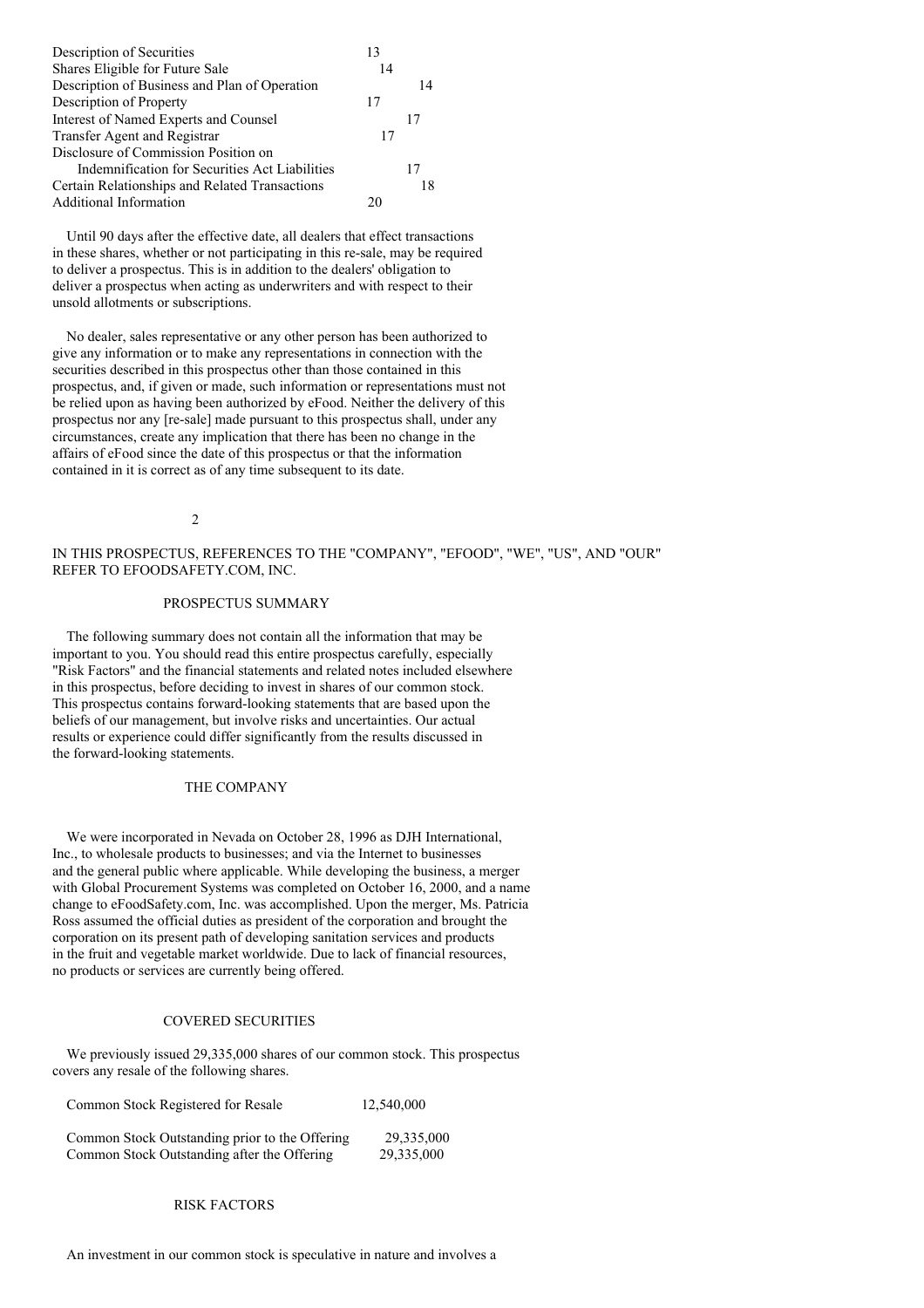| | |
|---|---|
| Description of Securities | 13 |
| Shares Eligible for Future Sale | 14 |
| Description of Business and Plan of Operation | 14 |
| Description of Property | 17 |
| Interest of Named Experts and Counsel | 17 |
| Transfer Agent and Registrar | 17 |
| Disclosure of Commission Position on Indemnification for Securities Act Liabilities | 17 |
| Certain Relationships and Related Transactions | 18 |
| Additional Information | 20 |

Until 90 days after the effective date, all dealers that effect transactions in these shares, whether or not participating in this re-sale, may be required to deliver a prospectus. This is in addition to the dealers' obligation to deliver a prospectus when acting as underwriters and with respect to their unsold allotments or subscriptions.

No dealer, sales representative or any other person has been authorized to give any information or to make any representations in connection with the securities described in this prospectus other than those contained in this prospectus, and, if given or made, such information or representations must not be relied upon as having been authorized by eFood. Neither the delivery of this prospectus nor any [re-sale] made pursuant to this prospectus shall, under any circumstances, create any implication that there has been no change in the affairs of eFood since the date of this prospectus or that the information contained in it is correct as of any time subsequent to its date.

IN THIS PROSPECTUS, REFERENCES TO THE "COMPANY", "EFOOD", "WE", "US", AND "OUR" REFER TO EFOODSAFETY.COM, INC.

## PROSPECTUS SUMMARY

The following summary does not contain all the information that may be important to you. You should read this entire prospectus carefully, especially "Risk Factors" and the financial statements and related notes included elsewhere in this prospectus, before deciding to invest in shares of our common stock. This prospectus contains forward-looking statements that are based upon the beliefs of our management, but involve risks and uncertainties. Our actual results or experience could differ significantly from the results discussed in the forward-looking statements.

### THE COMPANY

We were incorporated in Nevada on October 28, 1996 as DJH International, Inc., to wholesale products to businesses; and via the Internet to businesses and the general public where applicable. While developing the business, a merger with Global Procurement Systems was completed on October 16, 2000, and a name change to eFoodSafety.com, Inc. was accomplished. Upon the merger, Ms. Patricia Ross assumed the official duties as president of the corporation and brought the corporation on its present path of developing sanitation services and products in the fruit and vegetable market worldwide. Due to lack of financial resources, no products or services are currently being offered.

### COVERED SECURITIES

We previously issued 29,335,000 shares of our common stock. This prospectus covers any resale of the following shares.

| | |
|---|---|
| Common Stock Registered for Resale | 12,540,000 |
| Common Stock Outstanding prior to the Offering | 29,335,000 |
| Common Stock Outstanding after the Offering | 29,335,000 |

## RISK FACTORS

An investment in our common stock is speculative in nature and involves a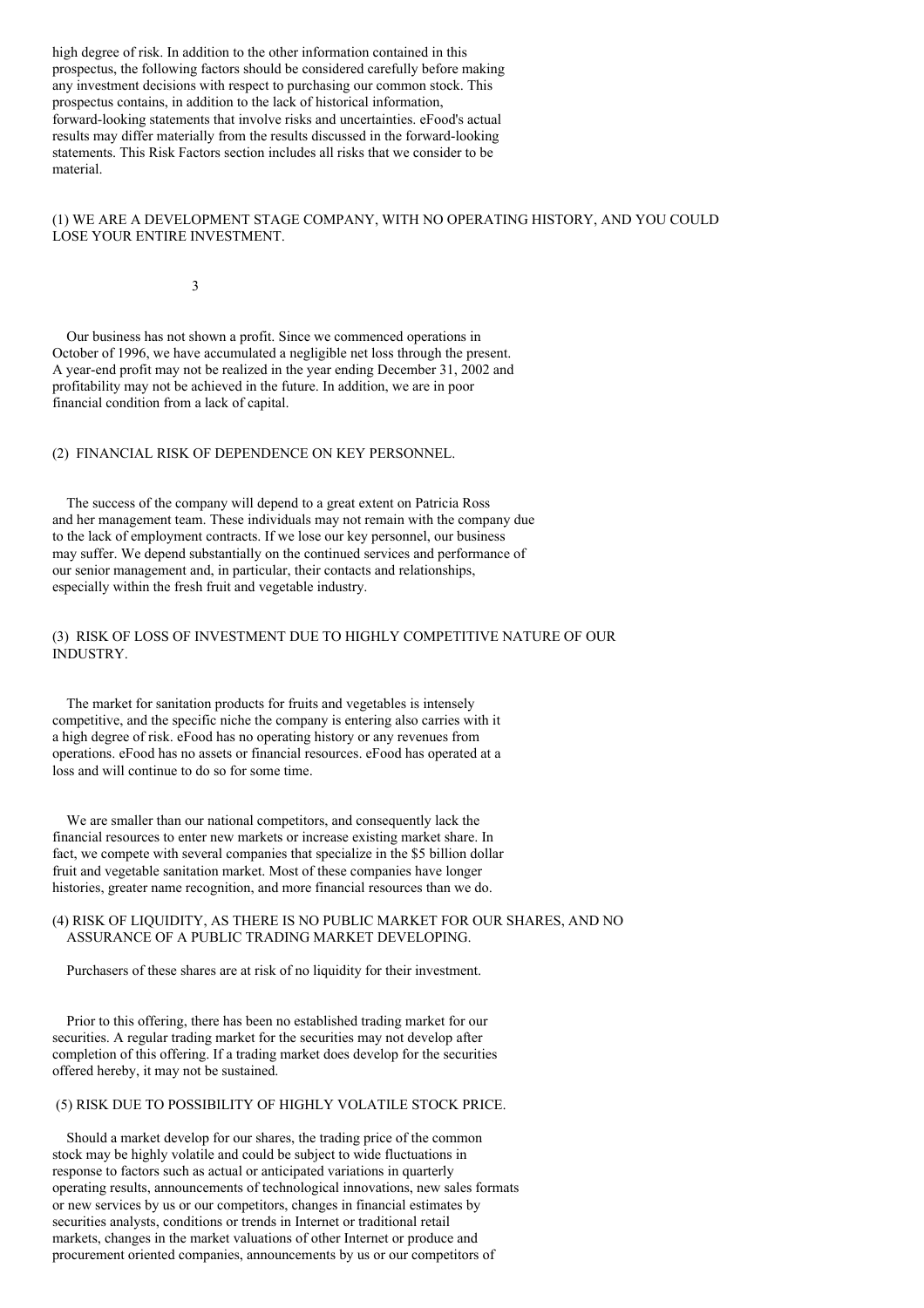high degree of risk. In addition to the other information contained in this prospectus, the following factors should be considered carefully before making any investment decisions with respect to purchasing our common stock. This prospectus contains, in addition to the lack of historical information, forward-looking statements that involve risks and uncertainties. eFood's actual results may differ materially from the results discussed in the forward-looking statements. This Risk Factors section includes all risks that we consider to be material.

(1) WE ARE A DEVELOPMENT STAGE COMPANY, WITH NO OPERATING HISTORY, AND YOU COULD LOSE YOUR ENTIRE INVESTMENT.

Our business has not shown a profit. Since we commenced operations in October of 1996, we have accumulated a negligible net loss through the present. A year-end profit may not be realized in the year ending December 31, 2002 and profitability may not be achieved in the future. In addition, we are in poor financial condition from a lack of capital.

(2) FINANCIAL RISK OF DEPENDENCE ON KEY PERSONNEL.

The success of the company will depend to a great extent on Patricia Ross and her management team. These individuals may not remain with the company due to the lack of employment contracts. If we lose our key personnel, our business may suffer. We depend substantially on the continued services and performance of our senior management and, in particular, their contacts and relationships, especially within the fresh fruit and vegetable industry.

(3) RISK OF LOSS OF INVESTMENT DUE TO HIGHLY COMPETITIVE NATURE OF OUR INDUSTRY.

The market for sanitation products for fruits and vegetables is intensely competitive, and the specific niche the company is entering also carries with it a high degree of risk. eFood has no operating history or any revenues from operations. eFood has no assets or financial resources. eFood has operated at a loss and will continue to do so for some time.

We are smaller than our national competitors, and consequently lack the financial resources to enter new markets or increase existing market share. In fact, we compete with several companies that specialize in the $5 billion dollar fruit and vegetable sanitation market. Most of these companies have longer histories, greater name recognition, and more financial resources than we do.

(4) RISK OF LIQUIDITY, AS THERE IS NO PUBLIC MARKET FOR OUR SHARES, AND NO ASSURANCE OF A PUBLIC TRADING MARKET DEVELOPING.

Purchasers of these shares are at risk of no liquidity for their investment.

Prior to this offering, there has been no established trading market for our securities. A regular trading market for the securities may not develop after completion of this offering. If a trading market does develop for the securities offered hereby, it may not be sustained.

(5) RISK DUE TO POSSIBILITY OF HIGHLY VOLATILE STOCK PRICE.

Should a market develop for our shares, the trading price of the common stock may be highly volatile and could be subject to wide fluctuations in response to factors such as actual or anticipated variations in quarterly operating results, announcements of technological innovations, new sales formats or new services by us or our competitors, changes in financial estimates by securities analysts, conditions or trends in Internet or traditional retail markets, changes in the market valuations of other Internet or produce and procurement oriented companies, announcements by us or our competitors of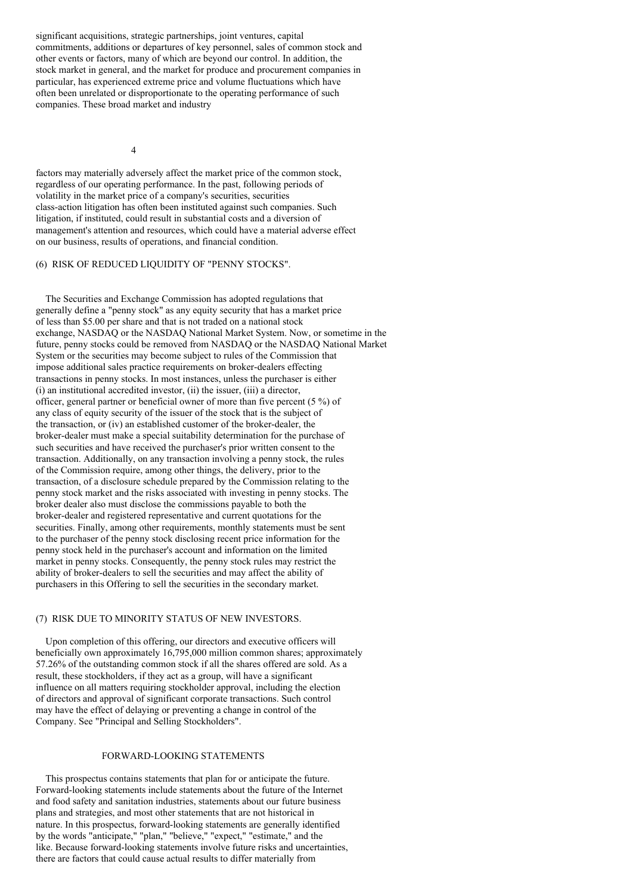significant acquisitions, strategic partnerships, joint ventures, capital commitments, additions or departures of key personnel, sales of common stock and other events or factors, many of which are beyond our control. In addition, the stock market in general, and the market for produce and procurement companies in particular, has experienced extreme price and volume fluctuations which have often been unrelated or disproportionate to the operating performance of such companies. These broad market and industry factors may materially adversely affect the market price of the common stock, regardless of our operating performance. In the past, following periods of volatility in the market price of a company's securities, securities class-action litigation has often been instituted against such companies. Such litigation, if instituted, could result in substantial costs and a diversion of management's attention and resources, which could have a material adverse effect on our business, results of operations, and financial condition.

(6) RISK OF REDUCED LIQUIDITY OF "PENNY STOCKS".

The Securities and Exchange Commission has adopted regulations that generally define a "penny stock" as any equity security that has a market price of less than $5.00 per share and that is not traded on a national stock exchange, NASDAQ or the NASDAQ National Market System. Now, or sometime in the future, penny stocks could be removed from NASDAQ or the NASDAQ National Market System or the securities may become subject to rules of the Commission that impose additional sales practice requirements on broker-dealers effecting transactions in penny stocks. In most instances, unless the purchaser is either (i) an institutional accredited investor, (ii) the issuer, (iii) a director, officer, general partner or beneficial owner of more than five percent (5 %) of any class of equity security of the issuer of the stock that is the subject of the transaction, or (iv) an established customer of the broker-dealer, the broker-dealer must make a special suitability determination for the purchase of such securities and have received the purchaser's prior written consent to the transaction. Additionally, on any transaction involving a penny stock, the rules of the Commission require, among other things, the delivery, prior to the transaction, of a disclosure schedule prepared by the Commission relating to the penny stock market and the risks associated with investing in penny stocks. The broker dealer also must disclose the commissions payable to both the broker-dealer and registered representative and current quotations for the securities. Finally, among other requirements, monthly statements must be sent to the purchaser of the penny stock disclosing recent price information for the penny stock held in the purchaser's account and information on the limited market in penny stocks. Consequently, the penny stock rules may restrict the ability of broker-dealers to sell the securities and may affect the ability of purchasers in this Offering to sell the securities in the secondary market.

(7) RISK DUE TO MINORITY STATUS OF NEW INVESTORS.

Upon completion of this offering, our directors and executive officers will beneficially own approximately 16,795,000 million common shares; approximately 57.26% of the outstanding common stock if all the shares offered are sold. As a result, these stockholders, if they act as a group, will have a significant influence on all matters requiring stockholder approval, including the election of directors and approval of significant corporate transactions. Such control may have the effect of delaying or preventing a change in control of the Company. See "Principal and Selling Stockholders".

## FORWARD-LOOKING STATEMENTS

This prospectus contains statements that plan for or anticipate the future. Forward-looking statements include statements about the future of the Internet and food safety and sanitation industries, statements about our future business plans and strategies, and most other statements that are not historical in nature. In this prospectus, forward-looking statements are generally identified by the words "anticipate," "plan," "believe," "expect," "estimate," and the like. Because forward-looking statements involve future risks and uncertainties, there are factors that could cause actual results to differ materially from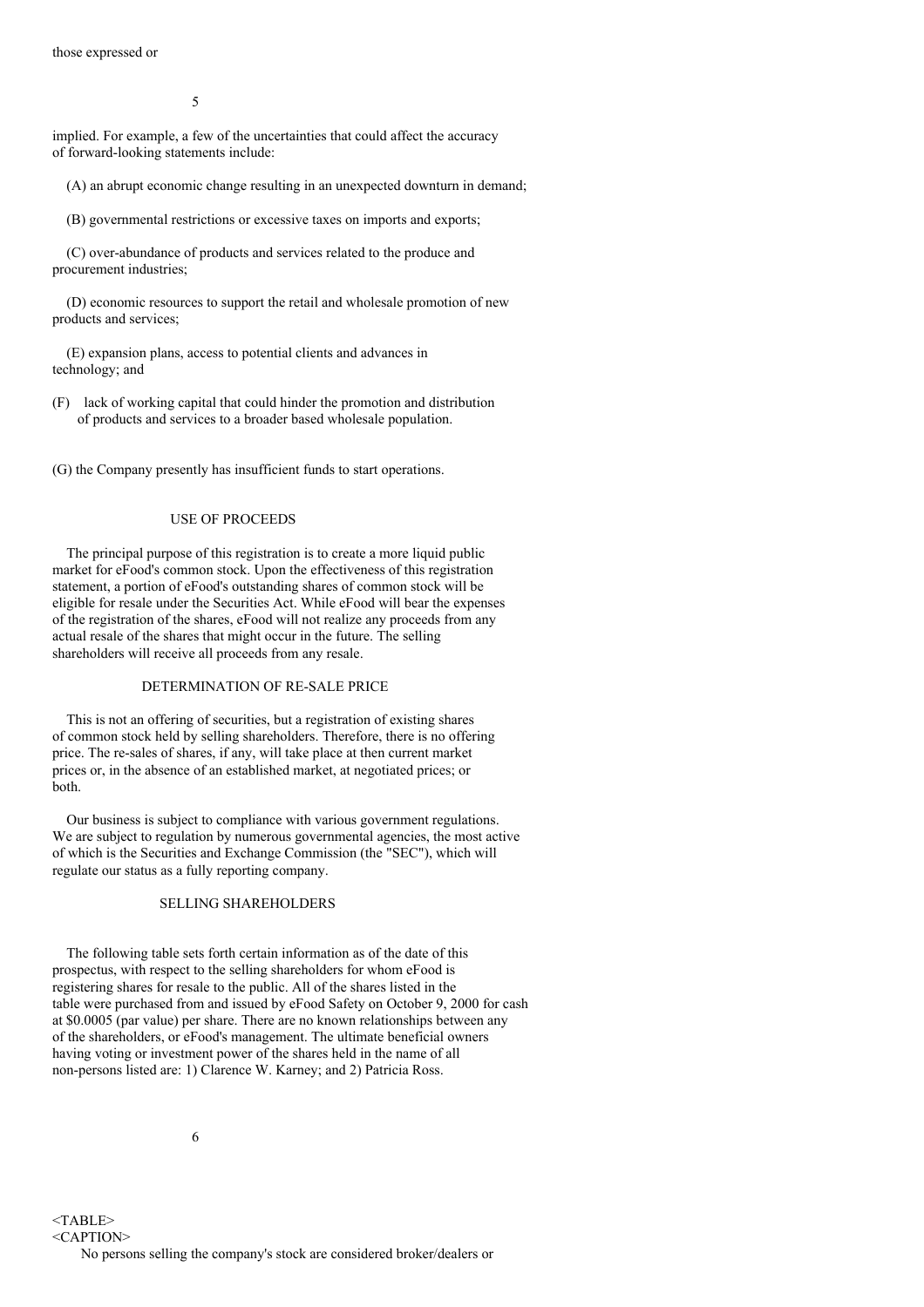those expressed or

implied. For example, a few of the uncertainties that could affect the accuracy of forward-looking statements include:

(A) an abrupt economic change resulting in an unexpected downturn in demand;

(B) governmental restrictions or excessive taxes on imports and exports;

(C) over-abundance of products and services related to the produce and procurement industries;

(D) economic resources to support the retail and wholesale promotion of new products and services;

(E) expansion plans, access to potential clients and advances in technology; and

(F) lack of working capital that could hinder the promotion and distribution of products and services to a broader based wholesale population.

(G) the Company presently has insufficient funds to start operations.

## USE OF PROCEEDS

The principal purpose of this registration is to create a more liquid public market for eFood's common stock. Upon the effectiveness of this registration statement, a portion of eFood's outstanding shares of common stock will be eligible for resale under the Securities Act. While eFood will bear the expenses of the registration of the shares, eFood will not realize any proceeds from any actual resale of the shares that might occur in the future. The selling shareholders will receive all proceeds from any resale.

## DETERMINATION OF RE-SALE PRICE

This is not an offering of securities, but a registration of existing shares of common stock held by selling shareholders. Therefore, there is no offering price. The re-sales of shares, if any, will take place at then current market prices or, in the absence of an established market, at negotiated prices; or both.

Our business is subject to compliance with various government regulations. We are subject to regulation by numerous governmental agencies, the most active of which is the Securities and Exchange Commission (the "SEC"), which will regulate our status as a fully reporting company.

## SELLING SHAREHOLDERS

The following table sets forth certain information as of the date of this prospectus, with respect to the selling shareholders for whom eFood is registering shares for resale to the public. All of the shares listed in the table were purchased from and issued by eFood Safety on October 9, 2000 for cash at $0.0005 (par value) per share. There are no known relationships between any of the shareholders, or eFood's management. The ultimate beneficial owners having voting or investment power of the shares held in the name of all non-persons listed are: 1) Clarence W. Karney; and 2) Patricia Ross.

<TABLE>
<CAPTION>
No persons selling the company's stock are considered broker/dealers or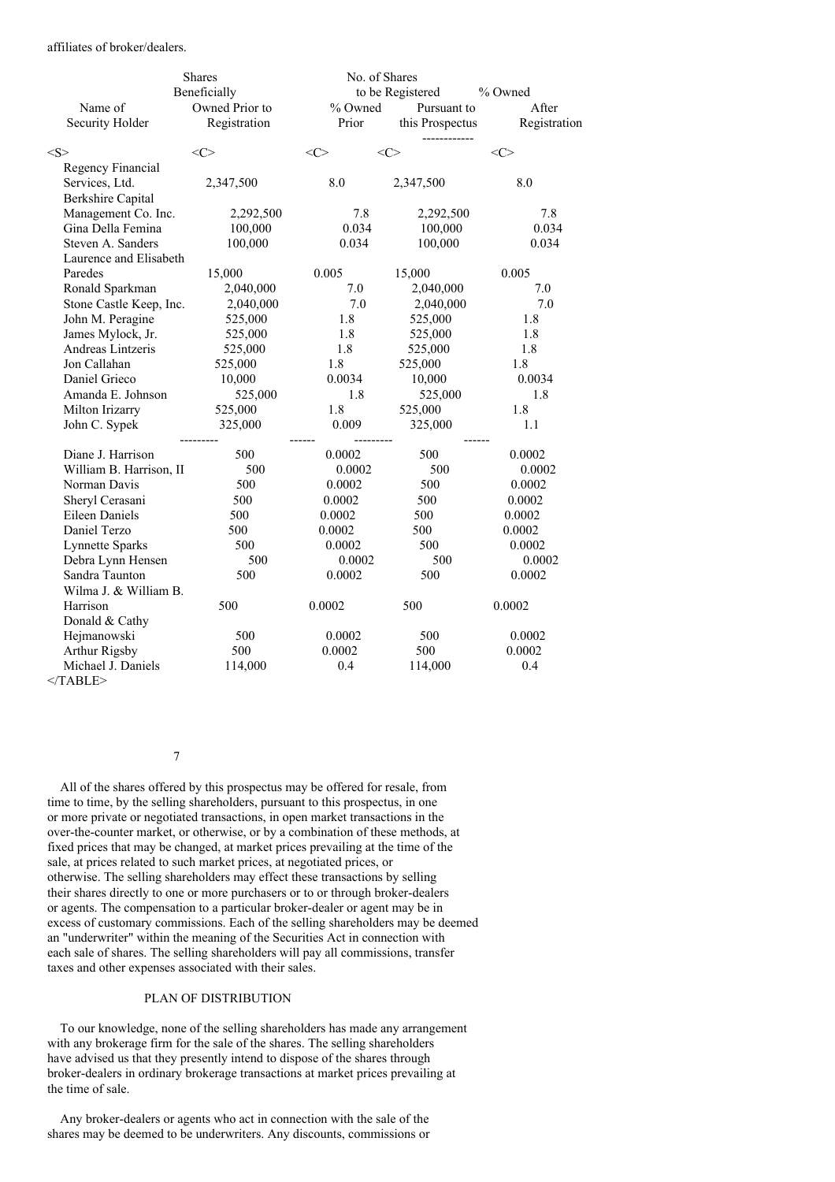affiliates of broker/dealers.

| Name of Security Holder | Shares Beneficially Owned Prior to Registration | % Owned Prior | No. of Shares to be Registered Pursuant to this Prospectus | % Owned After Registration |
|---|---|---|---|---|
| Regency Financial Services, Ltd. | 2,347,500 | 8.0 | 2,347,500 | 8.0 |
| Berkshire Capital Management Co. Inc. | 2,292,500 | 7.8 | 2,292,500 | 7.8 |
| Gina Della Femina | 100,000 | 0.034 | 100,000 | 0.034 |
| Steven A. Sanders | 100,000 | 0.034 | 100,000 | 0.034 |
| Laurence and Elisabeth Paredes | 15,000 | 0.005 | 15,000 | 0.005 |
| Ronald Sparkman | 2,040,000 | 7.0 | 2,040,000 | 7.0 |
| Stone Castle Keep, Inc. | 2,040,000 | 7.0 | 2,040,000 | 7.0 |
| John M. Peragine | 525,000 | 1.8 | 525,000 | 1.8 |
| James Mylock, Jr. | 525,000 | 1.8 | 525,000 | 1.8 |
| Andreas Lintzeris | 525,000 | 1.8 | 525,000 | 1.8 |
| Jon Callahan | 525,000 | 1.8 | 525,000 | 1.8 |
| Daniel Grieco | 10,000 | 0.0034 | 10,000 | 0.0034 |
| Amanda E. Johnson | 525,000 | 1.8 | 525,000 | 1.8 |
| Milton Irizarry | 525,000 | 1.8 | 525,000 | 1.8 |
| John C. Sypek | 325,000 | 0.009 | 325,000 | 1.1 |
| Diane J. Harrison | 500 | 0.0002 | 500 | 0.0002 |
| William B. Harrison, II | 500 | 0.0002 | 500 | 0.0002 |
| Norman Davis | 500 | 0.0002 | 500 | 0.0002 |
| Sheryl Cerasani | 500 | 0.0002 | 500 | 0.0002 |
| Eileen Daniels | 500 | 0.0002 | 500 | 0.0002 |
| Daniel Terzo | 500 | 0.0002 | 500 | 0.0002 |
| Lynnette Sparks | 500 | 0.0002 | 500 | 0.0002 |
| Debra Lynn Hensen | 500 | 0.0002 | 500 | 0.0002 |
| Sandra Taunton | 500 | 0.0002 | 500 | 0.0002 |
| Wilma J. & William B. Harrison | 500 | 0.0002 | 500 | 0.0002 |
| Donald & Cathy Hejmanowski | 500 | 0.0002 | 500 | 0.0002 |
| Arthur Rigsby | 500 | 0.0002 | 500 | 0.0002 |
| Michael J. Daniels | 114,000 | 0.4 | 114,000 | 0.4 |

All of the shares offered by this prospectus may be offered for resale, from time to time, by the selling shareholders, pursuant to this prospectus, in one or more private or negotiated transactions, in open market transactions in the over-the-counter market, or otherwise, or by a combination of these methods, at fixed prices that may be changed, at market prices prevailing at the time of the sale, at prices related to such market prices, at negotiated prices, or otherwise. The selling shareholders may effect these transactions by selling their shares directly to one or more purchasers or to or through broker-dealers or agents. The compensation to a particular broker-dealer or agent may be in excess of customary commissions. Each of the selling shareholders may be deemed an "underwriter" within the meaning of the Securities Act in connection with each sale of shares. The selling shareholders will pay all commissions, transfer taxes and other expenses associated with their sales.

## PLAN OF DISTRIBUTION

To our knowledge, none of the selling shareholders has made any arrangement with any brokerage firm for the sale of the shares. The selling shareholders have advised us that they presently intend to dispose of the shares through broker-dealers in ordinary brokerage transactions at market prices prevailing at the time of sale.

Any broker-dealers or agents who act in connection with the sale of the shares may be deemed to be underwriters. Any discounts, commissions or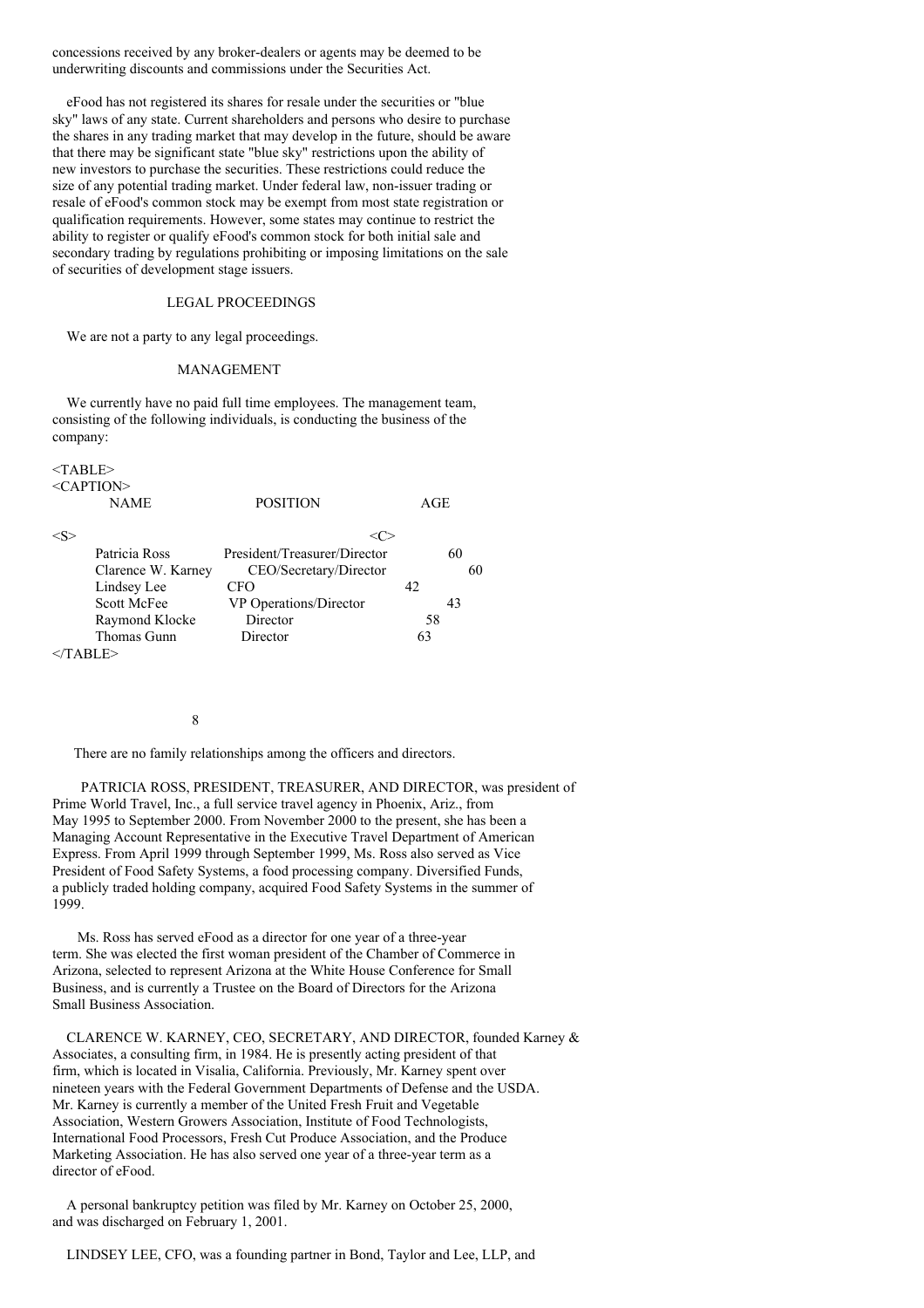concessions received by any broker-dealers or agents may be deemed to be underwriting discounts and commissions under the Securities Act.

eFood has not registered its shares for resale under the securities or "blue sky" laws of any state. Current shareholders and persons who desire to purchase the shares in any trading market that may develop in the future, should be aware that there may be significant state "blue sky" restrictions upon the ability of new investors to purchase the securities. These restrictions could reduce the size of any potential trading market. Under federal law, non-issuer trading or resale of eFood's common stock may be exempt from most state registration or qualification requirements. However, some states may continue to restrict the ability to register or qualify eFood's common stock for both initial sale and secondary trading by regulations prohibiting or imposing limitations on the sale of securities of development stage issuers.

## LEGAL PROCEEDINGS

We are not a party to any legal proceedings.

## MANAGEMENT

We currently have no paid full time employees. The management team, consisting of the following individuals, is conducting the business of the company:

| NAME | POSITION | AGE |
|---|---|---|
| Patricia Ross | President/Treasurer/Director | 60 |
| Clarence W. Karney | CEO/Secretary/Director | 60 |
| Lindsey Lee | CFO | 42 |
| Scott McFee | VP Operations/Director | 43 |
| Raymond Klocke | Director | 58 |
| Thomas Gunn | Director | 63 |

There are no family relationships among the officers and directors.

PATRICIA ROSS, PRESIDENT, TREASURER, AND DIRECTOR, was president of Prime World Travel, Inc., a full service travel agency in Phoenix, Ariz., from May 1995 to September 2000. From November 2000 to the present, she has been a Managing Account Representative in the Executive Travel Department of American Express. From April 1999 through September 1999, Ms. Ross also served as Vice President of Food Safety Systems, a food processing company. Diversified Funds, a publicly traded holding company, acquired Food Safety Systems in the summer of 1999.

Ms. Ross has served eFood as a director for one year of a three-year term. She was elected the first woman president of the Chamber of Commerce in Arizona, selected to represent Arizona at the White House Conference for Small Business, and is currently a Trustee on the Board of Directors for the Arizona Small Business Association.

CLARENCE W. KARNEY, CEO, SECRETARY, AND DIRECTOR, founded Karney & Associates, a consulting firm, in 1984. He is presently acting president of that firm, which is located in Visalia, California. Previously, Mr. Karney spent over nineteen years with the Federal Government Departments of Defense and the USDA. Mr. Karney is currently a member of the United Fresh Fruit and Vegetable Association, Western Growers Association, Institute of Food Technologists, International Food Processors, Fresh Cut Produce Association, and the Produce Marketing Association. He has also served one year of a three-year term as a director of eFood.

A personal bankruptcy petition was filed by Mr. Karney on October 25, 2000, and was discharged on February 1, 2001.

LINDSEY LEE, CFO, was a founding partner in Bond, Taylor and Lee, LLP, and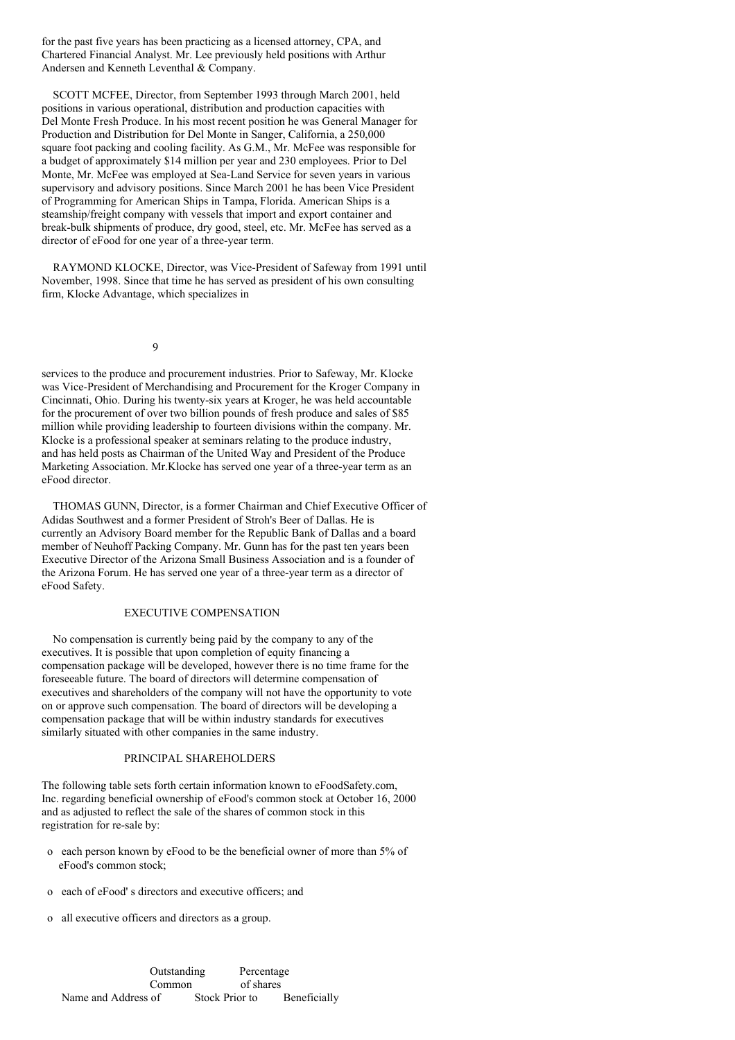for the past five years has been practicing as a licensed attorney, CPA, and Chartered Financial Analyst. Mr. Lee previously held positions with Arthur Andersen and Kenneth Leventhal & Company.

SCOTT MCFEE, Director, from September 1993 through March 2001, held positions in various operational, distribution and production capacities with Del Monte Fresh Produce. In his most recent position he was General Manager for Production and Distribution for Del Monte in Sanger, California, a 250,000 square foot packing and cooling facility. As G.M., Mr. McFee was responsible for a budget of approximately $14 million per year and 230 employees. Prior to Del Monte, Mr. McFee was employed at Sea-Land Service for seven years in various supervisory and advisory positions. Since March 2001 he has been Vice President of Programming for American Ships in Tampa, Florida. American Ships is a steamship/freight company with vessels that import and export container and break-bulk shipments of produce, dry good, steel, etc. Mr. McFee has served as a director of eFood for one year of a three-year term.

RAYMOND KLOCKE, Director, was Vice-President of Safeway from 1991 until November, 1998. Since that time he has served as president of his own consulting firm, Klocke Advantage, which specializes in services to the produce and procurement industries. Prior to Safeway, Mr. Klocke was Vice-President of Merchandising and Procurement for the Kroger Company in Cincinnati, Ohio. During his twenty-six years at Kroger, he was held accountable for the procurement of over two billion pounds of fresh produce and sales of $85 million while providing leadership to fourteen divisions within the company. Mr. Klocke is a professional speaker at seminars relating to the produce industry, and has held posts as Chairman of the United Way and President of the Produce Marketing Association. Mr.Klocke has served one year of a three-year term as an eFood director.

THOMAS GUNN, Director, is a former Chairman and Chief Executive Officer of Adidas Southwest and a former President of Stroh's Beer of Dallas. He is currently an Advisory Board member for the Republic Bank of Dallas and a board member of Neuhoff Packing Company. Mr. Gunn has for the past ten years been Executive Director of the Arizona Small Business Association and is a founder of the Arizona Forum. He has served one year of a three-year term as a director of eFood Safety.

## EXECUTIVE COMPENSATION

No compensation is currently being paid by the company to any of the executives. It is possible that upon completion of equity financing a compensation package will be developed, however there is no time frame for the foreseeable future. The board of directors will determine compensation of executives and shareholders of the company will not have the opportunity to vote on or approve such compensation. The board of directors will be developing a compensation package that will be within industry standards for executives similarly situated with other companies in the same industry.

## PRINCIPAL SHAREHOLDERS

The following table sets forth certain information known to eFoodSafety.com, Inc. regarding beneficial ownership of eFood's common stock at October 16, 2000 and as adjusted to reflect the sale of the shares of common stock in this registration for re-sale by:

- each person known by eFood to be the beneficial owner of more than 5% of eFood's common stock;
- each of eFood' s directors and executive officers; and
- all executive officers and directors as a group.

| Name and Address of | Outstanding Common Stock Prior to | Percentage of shares Beneficially |
|---|---|---|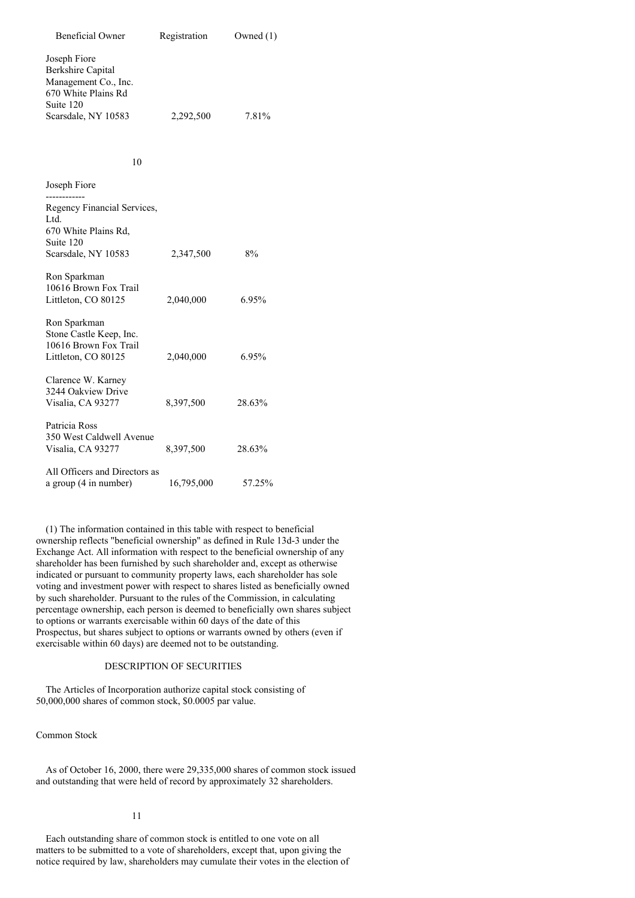| Beneficial Owner | Registration | Owned (1) |
| --- | --- | --- |
| Joseph Fiore<br>Berkshire Capital<br>Management Co., Inc.<br>670 White Plains Rd<br>Suite 120<br>Scarsdale, NY 10583 | 2,292,500 | 7.81% |
| Joseph Fiore<br>------------<br>Regency Financial Services, Ltd.<br>670 White Plains Rd,<br>Suite 120<br>Scarsdale, NY 10583 | 2,347,500 | 8% |
| Ron Sparkman<br>10616 Brown Fox Trail<br>Littleton, CO 80125 | 2,040,000 | 6.95% |
| Ron Sparkman<br>Stone Castle Keep, Inc.<br>10616 Brown Fox Trail<br>Littleton, CO 80125 | 2,040,000 | 6.95% |
| Clarence W. Karney<br>3244 Oakview Drive<br>Visalia, CA 93277 | 8,397,500 | 28.63% |
| Patricia Ross<br>350 West Caldwell Avenue<br>Visalia, CA 93277 | 8,397,500 | 28.63% |
| All Officers and Directors as a group (4 in number) | 16,795,000 | 57.25% |

(1) The information contained in this table with respect to beneficial ownership reflects "beneficial ownership" as defined in Rule 13d-3 under the Exchange Act. All information with respect to the beneficial ownership of any shareholder has been furnished by such shareholder and, except as otherwise indicated or pursuant to community property laws, each shareholder has sole voting and investment power with respect to shares listed as beneficially owned by such shareholder. Pursuant to the rules of the Commission, in calculating percentage ownership, each person is deemed to beneficially own shares subject to options or warrants exercisable within 60 days of the date of this Prospectus, but shares subject to options or warrants owned by others (even if exercisable within 60 days) are deemed not to be outstanding.

## DESCRIPTION OF SECURITIES

The Articles of Incorporation authorize capital stock consisting of 50,000,000 shares of common stock, $0.0005 par value.

### Common Stock

As of October 16, 2000, there were 29,335,000 shares of common stock issued and outstanding that were held of record by approximately 32 shareholders.

Each outstanding share of common stock is entitled to one vote on all matters to be submitted to a vote of shareholders, except that, upon giving the notice required by law, shareholders may cumulate their votes in the election of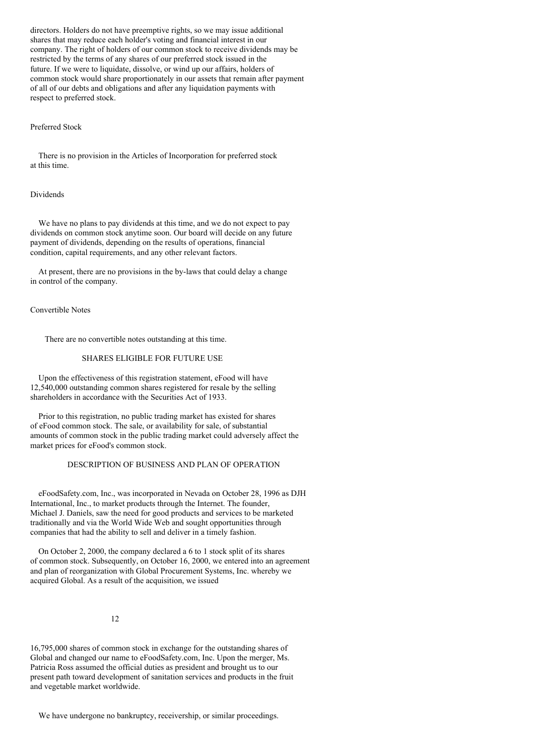directors. Holders do not have preemptive rights, so we may issue additional shares that may reduce each holder's voting and financial interest in our company. The right of holders of our common stock to receive dividends may be restricted by the terms of any shares of our preferred stock issued in the future. If we were to liquidate, dissolve, or wind up our affairs, holders of common stock would share proportionately in our assets that remain after payment of all of our debts and obligations and after any liquidation payments with respect to preferred stock.

Preferred Stock

There is no provision in the Articles of Incorporation for preferred stock at this time.

Dividends

We have no plans to pay dividends at this time, and we do not expect to pay dividends on common stock anytime soon. Our board will decide on any future payment of dividends, depending on the results of operations, financial condition, capital requirements, and any other relevant factors.

At present, there are no provisions in the by-laws that could delay a change in control of the company.

Convertible Notes

There are no convertible notes outstanding at this time.

## SHARES ELIGIBLE FOR FUTURE USE

Upon the effectiveness of this registration statement, eFood will have 12,540,000 outstanding common shares registered for resale by the selling shareholders in accordance with the Securities Act of 1933.

Prior to this registration, no public trading market has existed for shares of eFood common stock. The sale, or availability for sale, of substantial amounts of common stock in the public trading market could adversely affect the market prices for eFood's common stock.

## DESCRIPTION OF BUSINESS AND PLAN OF OPERATION

eFoodSafety.com, Inc., was incorporated in Nevada on October 28, 1996 as DJH International, Inc., to market products through the Internet. The founder, Michael J. Daniels, saw the need for good products and services to be marketed traditionally and via the World Wide Web and sought opportunities through companies that had the ability to sell and deliver in a timely fashion.

On October 2, 2000, the company declared a 6 to 1 stock split of its shares of common stock. Subsequently, on October 16, 2000, we entered into an agreement and plan of reorganization with Global Procurement Systems, Inc. whereby we acquired Global. As a result of the acquisition, we issued 16,795,000 shares of common stock in exchange for the outstanding shares of Global and changed our name to eFoodSafety.com, Inc. Upon the merger, Ms. Patricia Ross assumed the official duties as president and brought us to our present path toward development of sanitation services and products in the fruit and vegetable market worldwide.

We have undergone no bankruptcy, receivership, or similar proceedings.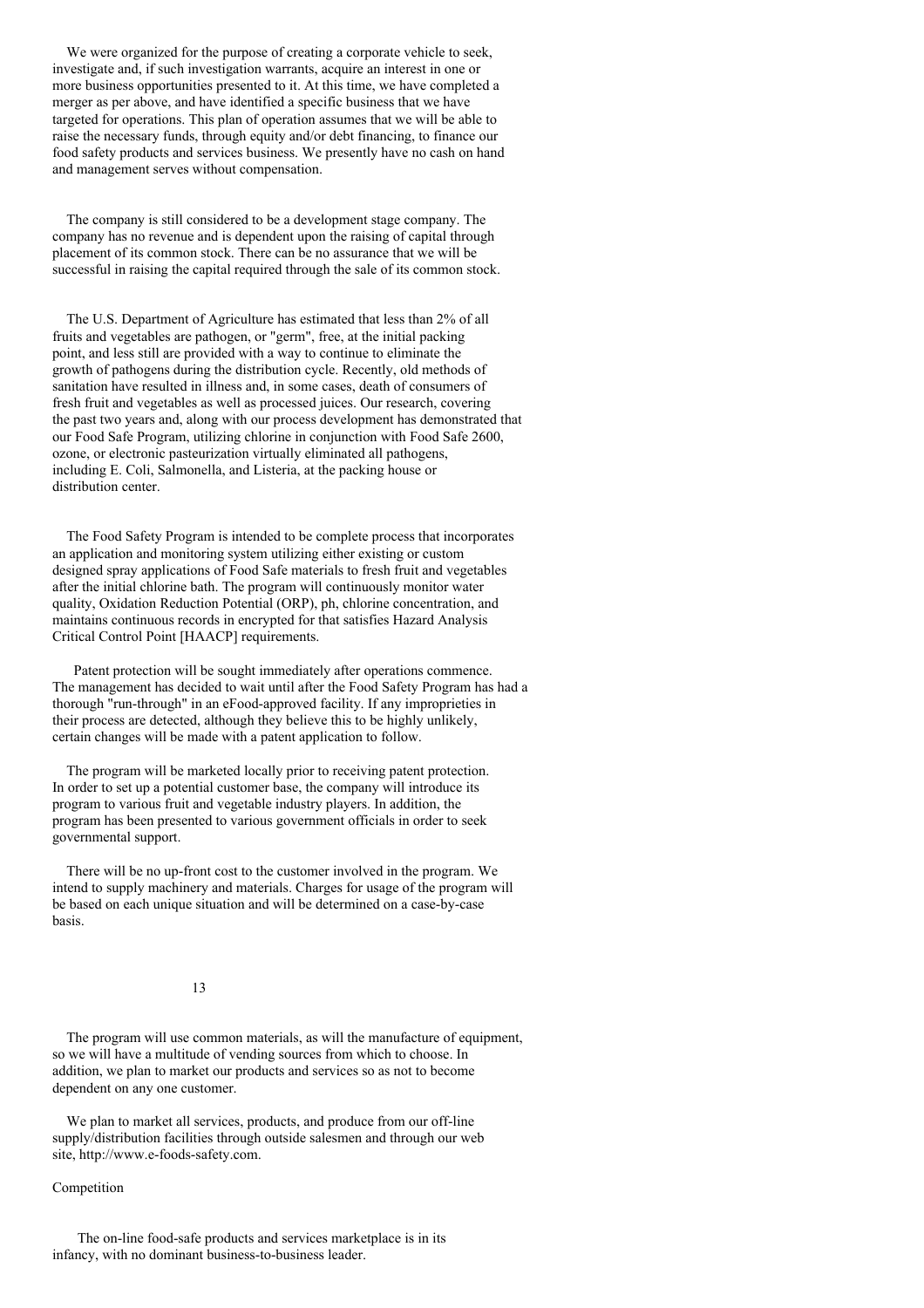We were organized for the purpose of creating a corporate vehicle to seek, investigate and, if such investigation warrants, acquire an interest in one or more business opportunities presented to it. At this time, we have completed a merger as per above, and have identified a specific business that we have targeted for operations. This plan of operation assumes that we will be able to raise the necessary funds, through equity and/or debt financing, to finance our food safety products and services business. We presently have no cash on hand and management serves without compensation.

The company is still considered to be a development stage company. The company has no revenue and is dependent upon the raising of capital through placement of its common stock. There can be no assurance that we will be successful in raising the capital required through the sale of its common stock.

The U.S. Department of Agriculture has estimated that less than 2% of all fruits and vegetables are pathogen, or "germ", free, at the initial packing point, and less still are provided with a way to continue to eliminate the growth of pathogens during the distribution cycle. Recently, old methods of sanitation have resulted in illness and, in some cases, death of consumers of fresh fruit and vegetables as well as processed juices. Our research, covering the past two years and, along with our process development has demonstrated that our Food Safe Program, utilizing chlorine in conjunction with Food Safe 2600, ozone, or electronic pasteurization virtually eliminated all pathogens, including E. Coli, Salmonella, and Listeria, at the packing house or distribution center.

The Food Safety Program is intended to be complete process that incorporates an application and monitoring system utilizing either existing or custom designed spray applications of Food Safe materials to fresh fruit and vegetables after the initial chlorine bath. The program will continuously monitor water quality, Oxidation Reduction Potential (ORP), ph, chlorine concentration, and maintains continuous records in encrypted for that satisfies Hazard Analysis Critical Control Point [HAACP] requirements.

Patent protection will be sought immediately after operations commence. The management has decided to wait until after the Food Safety Program has had a thorough "run-through" in an eFood-approved facility. If any improprieties in their process are detected, although they believe this to be highly unlikely, certain changes will be made with a patent application to follow.

The program will be marketed locally prior to receiving patent protection. In order to set up a potential customer base, the company will introduce its program to various fruit and vegetable industry players. In addition, the program has been presented to various government officials in order to seek governmental support.

There will be no up-front cost to the customer involved in the program. We intend to supply machinery and materials. Charges for usage of the program will be based on each unique situation and will be determined on a case-by-case basis.

The program will use common materials, as will the manufacture of equipment, so we will have a multitude of vending sources from which to choose. In addition, we plan to market our products and services so as not to become dependent on any one customer.

We plan to market all services, products, and produce from our off-line supply/distribution facilities through outside salesmen and through our web site, http://www.e-foods-safety.com.

## Competition

The on-line food-safe products and services marketplace is in its infancy, with no dominant business-to-business leader.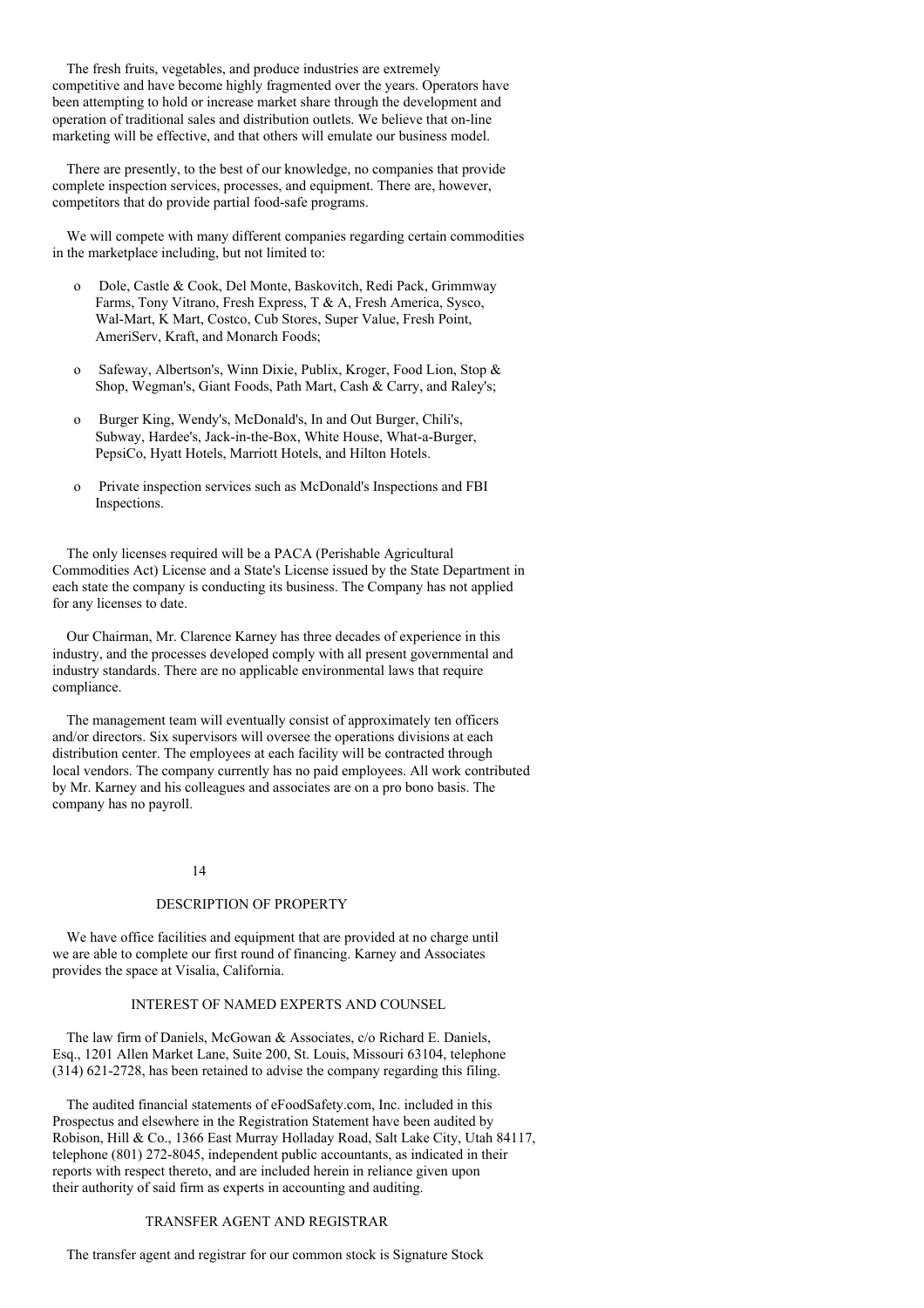The fresh fruits, vegetables, and produce industries are extremely competitive and have become highly fragmented over the years. Operators have been attempting to hold or increase market share through the development and operation of traditional sales and distribution outlets. We believe that on-line marketing will be effective, and that others will emulate our business model.

There are presently, to the best of our knowledge, no companies that provide complete inspection services, processes, and equipment. There are, however, competitors that do provide partial food-safe programs.

We will compete with many different companies regarding certain commodities in the marketplace including, but not limited to:

- Dole, Castle & Cook, Del Monte, Baskovitch, Redi Pack, Grimmway Farms, Tony Vitrano, Fresh Express, T & A, Fresh America, Sysco, Wal-Mart, K Mart, Costco, Cub Stores, Super Value, Fresh Point, AmeriServ, Kraft, and Monarch Foods;

- Safeway, Albertson's, Winn Dixie, Publix, Kroger, Food Lion, Stop & Shop, Wegman's, Giant Foods, Path Mart, Cash & Carry, and Raley's;

- Burger King, Wendy's, McDonald's, In and Out Burger, Chili's, Subway, Hardee's, Jack-in-the-Box, White House, What-a-Burger, PepsiCo, Hyatt Hotels, Marriott Hotels, and Hilton Hotels.

- Private inspection services such as McDonald's Inspections and FBI Inspections.

The only licenses required will be a PACA (Perishable Agricultural Commodities Act) License and a State's License issued by the State Department in each state the company is conducting its business. The Company has not applied for any licenses to date.

Our Chairman, Mr. Clarence Karney has three decades of experience in this industry, and the processes developed comply with all present governmental and industry standards. There are no applicable environmental laws that require compliance.

The management team will eventually consist of approximately ten officers and/or directors. Six supervisors will oversee the operations divisions at each distribution center. The employees at each facility will be contracted through local vendors. The company currently has no paid employees. All work contributed by Mr. Karney and his colleagues and associates are on a pro bono basis. The company has no payroll.

## DESCRIPTION OF PROPERTY

We have office facilities and equipment that are provided at no charge until we are able to complete our first round of financing. Karney and Associates provides the space at Visalia, California.

## INTEREST OF NAMED EXPERTS AND COUNSEL

The law firm of Daniels, McGowan & Associates, c/o Richard E. Daniels, Esq., 1201 Allen Market Lane, Suite 200, St. Louis, Missouri 63104, telephone (314) 621-2728, has been retained to advise the company regarding this filing.

The audited financial statements of eFoodSafety.com, Inc. included in this Prospectus and elsewhere in the Registration Statement have been audited by Robison, Hill & Co., 1366 East Murray Holladay Road, Salt Lake City, Utah 84117, telephone (801) 272-8045, independent public accountants, as indicated in their reports with respect thereto, and are included herein in reliance given upon their authority of said firm as experts in accounting and auditing.

## TRANSFER AGENT AND REGISTRAR

The transfer agent and registrar for our common stock is Signature Stock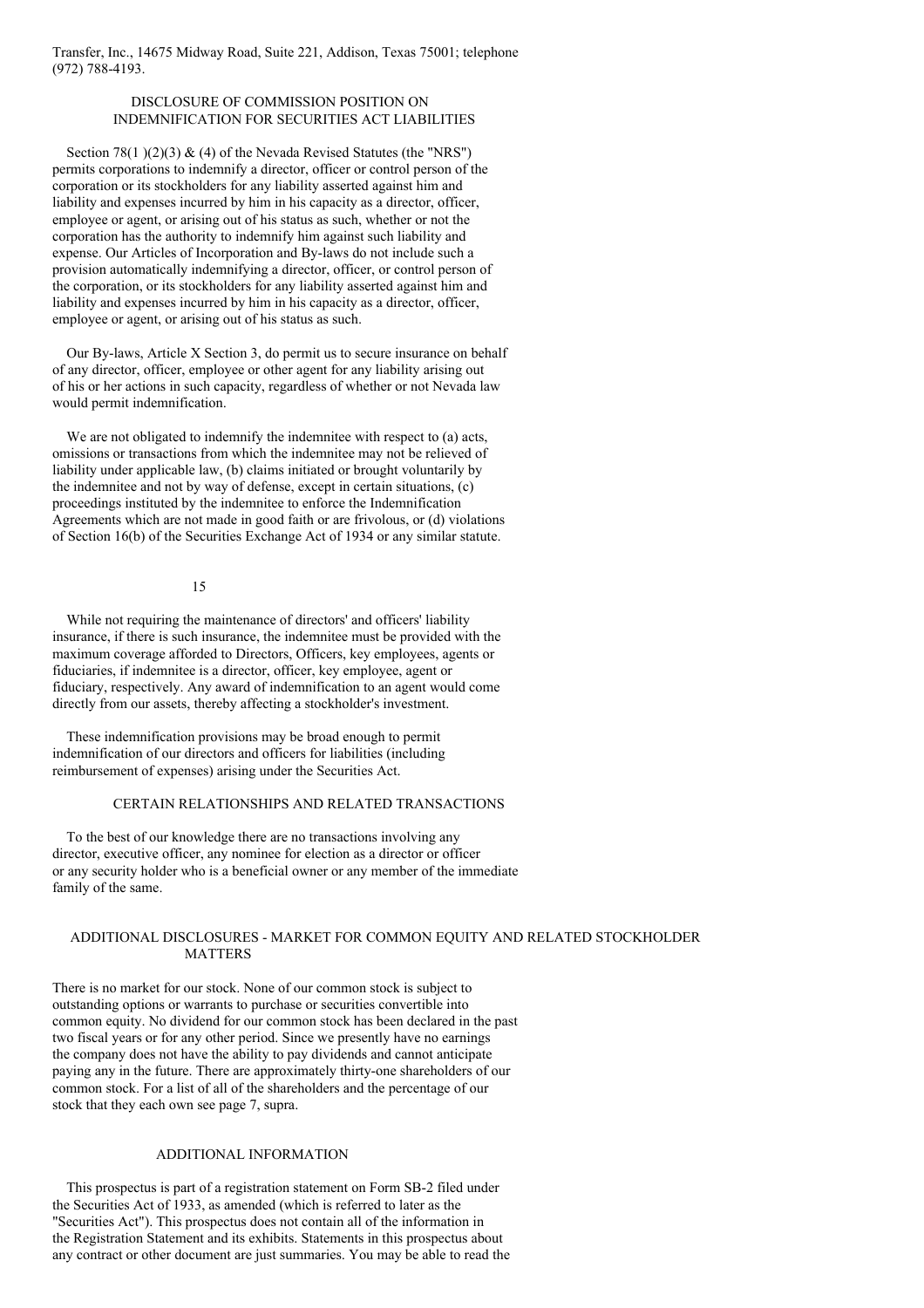Transfer, Inc., 14675 Midway Road, Suite 221, Addison, Texas 75001; telephone (972) 788-4193.

## DISCLOSURE OF COMMISSION POSITION ON INDEMNIFICATION FOR SECURITIES ACT LIABILITIES

Section 78(1 )(2)(3) & (4) of the Nevada Revised Statutes (the "NRS") permits corporations to indemnify a director, officer or control person of the corporation or its stockholders for any liability asserted against him and liability and expenses incurred by him in his capacity as a director, officer, employee or agent, or arising out of his status as such, whether or not the corporation has the authority to indemnify him against such liability and expense. Our Articles of Incorporation and By-laws do not include such a provision automatically indemnifying a director, officer, or control person of the corporation, or its stockholders for any liability asserted against him and liability and expenses incurred by him in his capacity as a director, officer, employee or agent, or arising out of his status as such.

Our By-laws, Article X Section 3, do permit us to secure insurance on behalf of any director, officer, employee or other agent for any liability arising out of his or her actions in such capacity, regardless of whether or not Nevada law would permit indemnification.

We are not obligated to indemnify the indemnitee with respect to (a) acts, omissions or transactions from which the indemnitee may not be relieved of liability under applicable law, (b) claims initiated or brought voluntarily by the indemnitee and not by way of defense, except in certain situations, (c) proceedings instituted by the indemnitee to enforce the Indemnification Agreements which are not made in good faith or are frivolous, or (d) violations of Section 16(b) of the Securities Exchange Act of 1934 or any similar statute.

While not requiring the maintenance of directors' and officers' liability insurance, if there is such insurance, the indemnitee must be provided with the maximum coverage afforded to Directors, Officers, key employees, agents or fiduciaries, if indemnitee is a director, officer, key employee, agent or fiduciary, respectively. Any award of indemnification to an agent would come directly from our assets, thereby affecting a stockholder's investment.

These indemnification provisions may be broad enough to permit indemnification of our directors and officers for liabilities (including reimbursement of expenses) arising under the Securities Act.

## CERTAIN RELATIONSHIPS AND RELATED TRANSACTIONS

To the best of our knowledge there are no transactions involving any director, executive officer, any nominee for election as a director or officer or any security holder who is a beneficial owner or any member of the immediate family of the same.

## ADDITIONAL DISCLOSURES - MARKET FOR COMMON EQUITY AND RELATED STOCKHOLDER MATTERS

There is no market for our stock. None of our common stock is subject to outstanding options or warrants to purchase or securities convertible into common equity. No dividend for our common stock has been declared in the past two fiscal years or for any other period. Since we presently have no earnings the company does not have the ability to pay dividends and cannot anticipate paying any in the future. There are approximately thirty-one shareholders of our common stock. For a list of all of the shareholders and the percentage of our stock that they each own see page 7, supra.

## ADDITIONAL INFORMATION

This prospectus is part of a registration statement on Form SB-2 filed under the Securities Act of 1933, as amended (which is referred to later as the "Securities Act"). This prospectus does not contain all of the information in the Registration Statement and its exhibits. Statements in this prospectus about any contract or other document are just summaries. You may be able to read the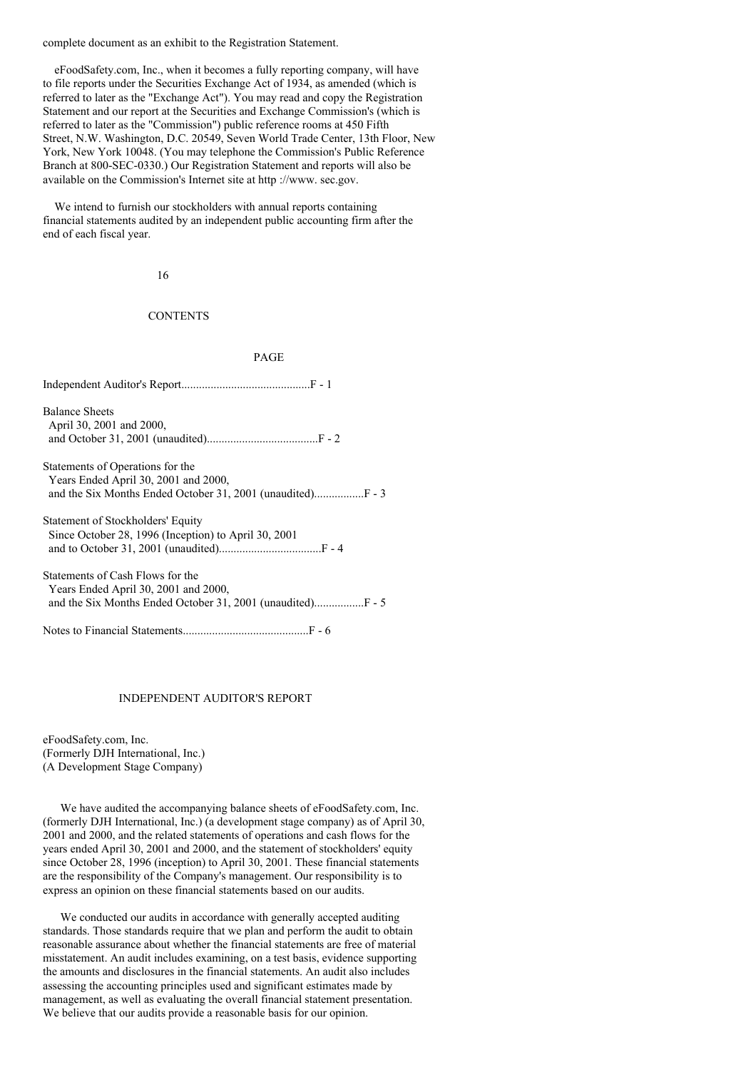complete document as an exhibit to the Registration Statement.

eFoodSafety.com, Inc., when it becomes a fully reporting company, will have to file reports under the Securities Exchange Act of 1934, as amended (which is referred to later as the "Exchange Act"). You may read and copy the Registration Statement and our report at the Securities and Exchange Commission's (which is referred to later as the "Commission") public reference rooms at 450 Fifth Street, N.W. Washington, D.C. 20549, Seven World Trade Center, 13th Floor, New York, New York 10048. (You may telephone the Commission's Public Reference Branch at 800-SEC-0330.) Our Registration Statement and reports will also be available on the Commission's Internet site at http ://www. sec.gov.

We intend to furnish our stockholders with annual reports containing financial statements audited by an independent public accounting firm after the end of each fiscal year.

## CONTENTS

| | PAGE |
|---|---|
| Independent Auditor's Report | F - 1 |
| Balance Sheets<br>April 30, 2001 and 2000,<br>and October 31, 2001 (unaudited) | F - 2 |
| Statements of Operations for the<br>Years Ended April 30, 2001 and 2000,<br>and the Six Months Ended October 31, 2001 (unaudited) | F - 3 |
| Statement of Stockholders' Equity<br>Since October 28, 1996 (Inception) to April 30, 2001<br>and to October 31, 2001 (unaudited) | F - 4 |
| Statements of Cash Flows for the<br>Years Ended April 30, 2001 and 2000,<br>and the Six Months Ended October 31, 2001 (unaudited) | F - 5 |
| Notes to Financial Statements | F - 6 |

## INDEPENDENT AUDITOR'S REPORT

eFoodSafety.com, Inc.
(Formerly DJH International, Inc.)
(A Development Stage Company)

We have audited the accompanying balance sheets of eFoodSafety.com, Inc. (formerly DJH International, Inc.) (a development stage company) as of April 30, 2001 and 2000, and the related statements of operations and cash flows for the years ended April 30, 2001 and 2000, and the statement of stockholders' equity since October 28, 1996 (inception) to April 30, 2001. These financial statements are the responsibility of the Company's management. Our responsibility is to express an opinion on these financial statements based on our audits.

We conducted our audits in accordance with generally accepted auditing standards. Those standards require that we plan and perform the audit to obtain reasonable assurance about whether the financial statements are free of material misstatement. An audit includes examining, on a test basis, evidence supporting the amounts and disclosures in the financial statements. An audit also includes assessing the accounting principles used and significant estimates made by management, as well as evaluating the overall financial statement presentation. We believe that our audits provide a reasonable basis for our opinion.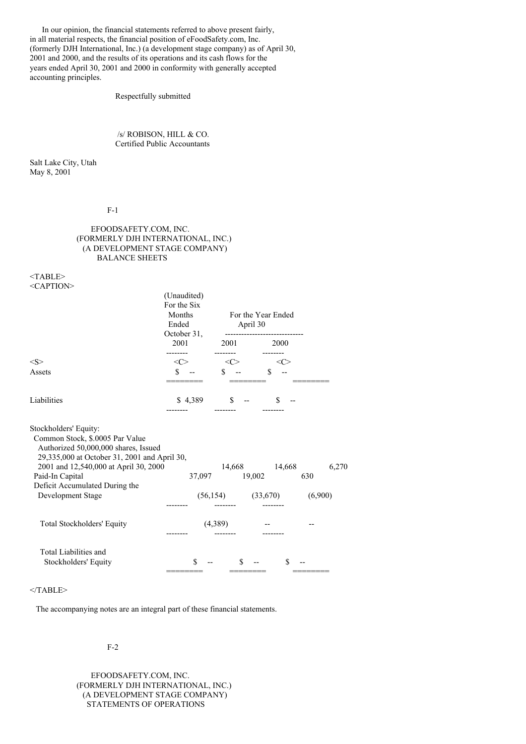In our opinion, the financial statements referred to above present fairly, in all material respects, the financial position of eFoodSafety.com, Inc. (formerly DJH International, Inc.) (a development stage company) as of April 30, 2001 and 2000, and the results of its operations and its cash flows for the years ended April 30, 2001 and 2000 in conformity with generally accepted accounting principles.

Respectfully submitted

/s/ ROBISON, HILL & CO.
Certified Public Accountants

Salt Lake City, Utah
May 8, 2001

EFOODSAFETY.COM, INC.
(FORMERLY DJH INTERNATIONAL, INC.)
(A DEVELOPMENT STAGE COMPANY)
BALANCE SHEETS

| | (Unaudited) For the Six Months Ended October 31, 2001 | For the Year Ended April 30 2001 | 2000 |
|---|---|---|---|
| Assets | $ -- | $ -- | $ -- |
| Liabilities | $ 4,389 | $ -- | $ -- |
| Stockholders' Equity: | | | |
| Common Stock, $.0005 Par Value Authorized 50,000,000 shares, Issued 29,335,000 at October 31, 2001 and April 30, 2001 and 12,540,000 at April 30, 2000 | 14,668 | 14,668 | 6,270 |
| Paid-In Capital | 37,097 | 19,002 | 630 |
| Deficit Accumulated During the Development Stage | (56,154) | (33,670) | (6,900) |
| Total Stockholders' Equity | (4,389) | -- | -- |
| Total Liabilities and Stockholders' Equity | $ -- | $ -- | $ -- |

The accompanying notes are an integral part of these financial statements.

EFOODSAFETY.COM, INC.
(FORMERLY DJH INTERNATIONAL, INC.)
(A DEVELOPMENT STAGE COMPANY)
STATEMENTS OF OPERATIONS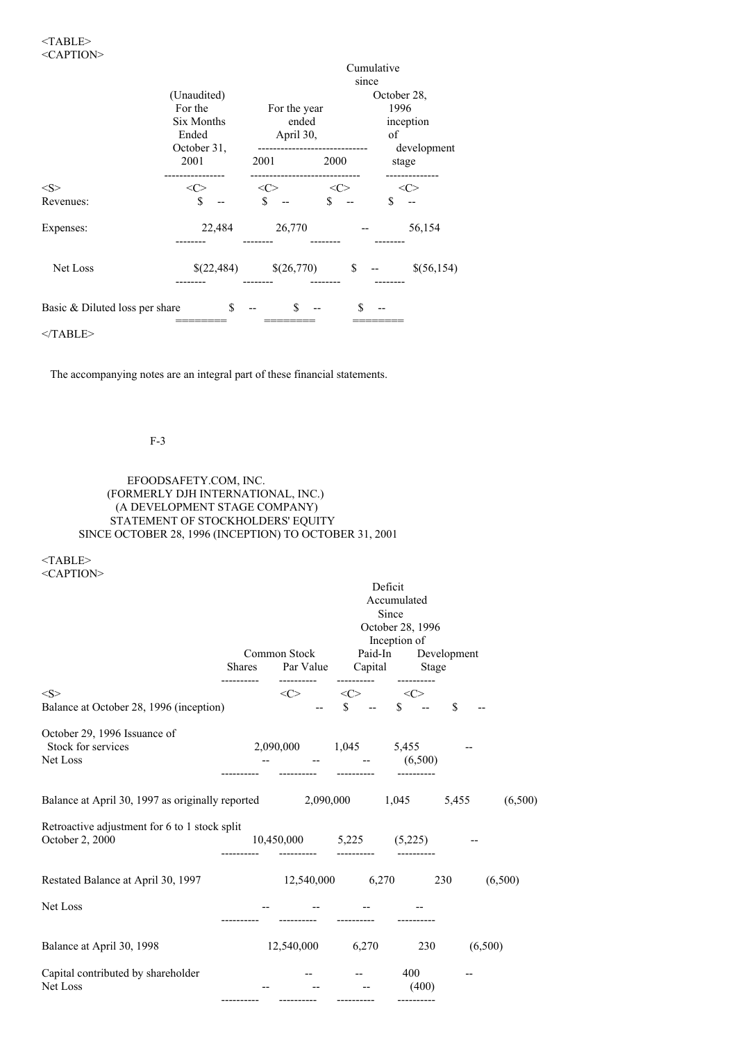| | (Unaudited) For the Six Months Ended October 31, 2001 | For the year ended April 30, 2001 | 2000 | Cumulative since October 28, 1996 inception of development stage |
|---|---|---|---|---|
| Revenues: | $ -- | $ -- | $ -- | $ -- |
| Expenses: | 22,484 | 26,770 | -- | 56,154 |
| Net Loss | $(22,484) | $(26,770) | $ -- | $(56,154) |
| Basic & Diluted loss per share | $ -- | $ -- | $ -- | |

The accompanying notes are an integral part of these financial statements.

EFOODSAFETY.COM, INC.
(FORMERLY DJH INTERNATIONAL, INC.)
(A DEVELOPMENT STAGE COMPANY)
STATEMENT OF STOCKHOLDERS' EQUITY
SINCE OCTOBER 28, 1996 (INCEPTION) TO OCTOBER 31, 2001

| | Common Stock Shares | Par Value | Paid-In Capital | Deficit Accumulated Since October 28, 1996 Inception of Development Stage |
|---|---|---|---|---|
| Balance at October 28, 1996 (inception) | -- | $ -- | $ -- | $ -- |
| October 29, 1996 Issuance of Stock for services | 2,090,000 | 1,045 | 5,455 | -- |
| Net Loss | -- | -- | -- | (6,500) |
| Balance at April 30, 1997 as originally reported | 2,090,000 | 1,045 | 5,455 | (6,500) |
| Retroactive adjustment for 6 to 1 stock split October 2, 2000 | 10,450,000 | 5,225 | (5,225) | -- |
| Restated Balance at April 30, 1997 | 12,540,000 | 6,270 | 230 | (6,500) |
| Net Loss | -- | -- | -- | -- |
| Balance at April 30, 1998 | 12,540,000 | 6,270 | 230 | (6,500) |
| Capital contributed by shareholder | -- | -- | 400 | -- |
| Net Loss | -- | -- | -- | (400) |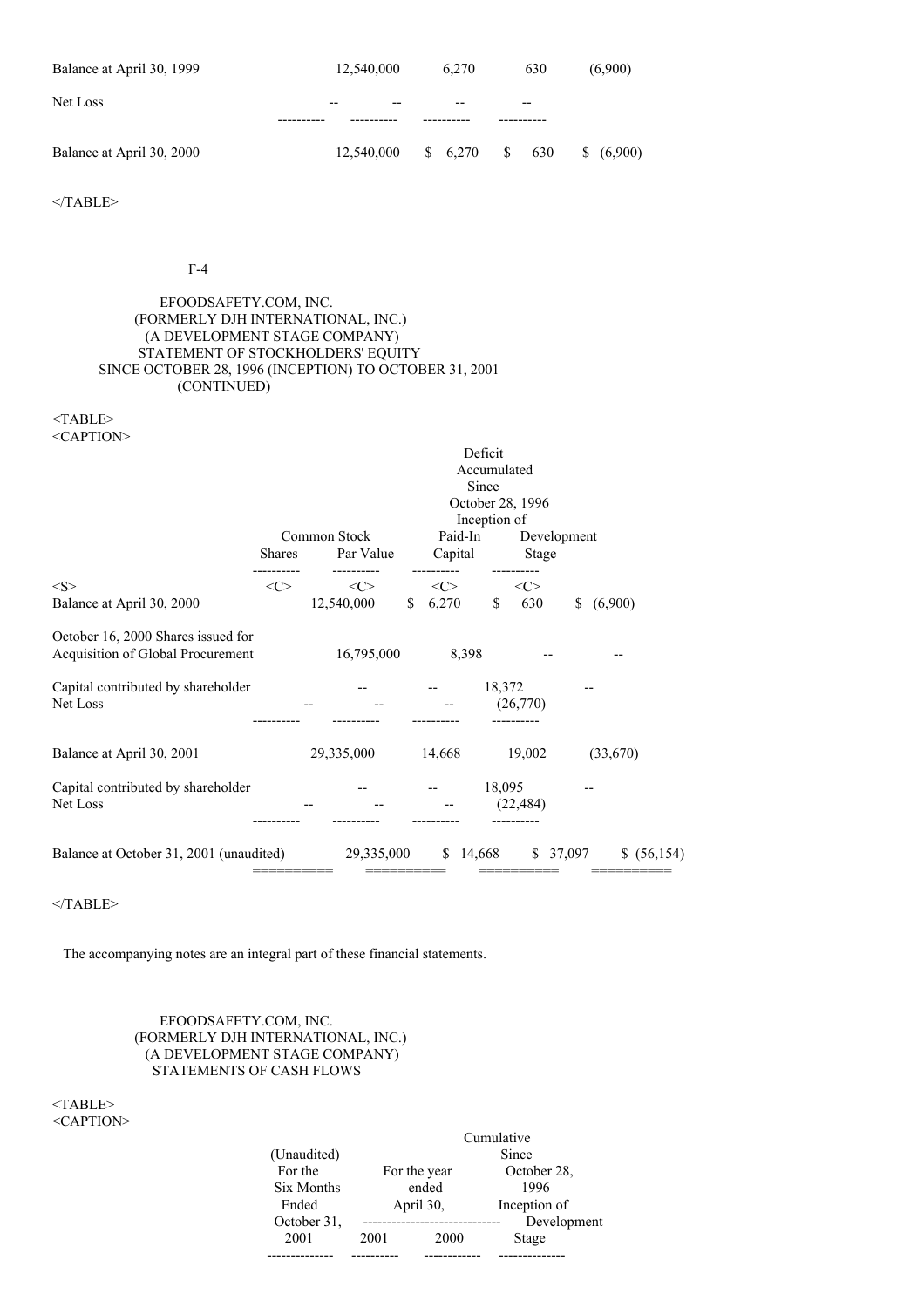| | Shares | Par Value | Paid-In Capital | Deficit |
|---|---|---|---|---|
| Balance at April 30, 1999 | 12,540,000 | 6,270 | 630 | (6,900) |
| Net Loss | -- | -- | -- | -- |
| Balance at April 30, 2000 | 12,540,000 | $ 6,270 | $ 630 | $ (6,900) |

EFOODSAFETY.COM, INC.
(FORMERLY DJH INTERNATIONAL, INC.)
(A DEVELOPMENT STAGE COMPANY)
STATEMENT OF STOCKHOLDERS' EQUITY
SINCE OCTOBER 28, 1996 (INCEPTION) TO OCTOBER 31, 2001
(CONTINUED)

| | Common Stock | | Paid-In | Deficit Accumulated Since October 28, 1996 Inception of Development |
|---|---|---|---|---|
| | Shares | Par Value | Capital | Stage |
| Balance at April 30, 2000 | 12,540,000 | $ 6,270 | $ 630 | $ (6,900) |
| October 16, 2000 Shares issued for Acquisition of Global Procurement | 16,795,000 | 8,398 | -- | -- |
| Capital contributed by shareholder | -- | -- | 18,372 | -- |
| Net Loss | -- | -- | -- | (26,770) |
| Balance at April 30, 2001 | 29,335,000 | 14,668 | 19,002 | (33,670) |
| Capital contributed by shareholder | -- | -- | 18,095 | -- |
| Net Loss | -- | -- | -- | (22,484) |
| Balance at October 31, 2001 (unaudited) | 29,335,000 | $ 14,668 | $ 37,097 | $ (56,154) |

The accompanying notes are an integral part of these financial statements.

EFOODSAFETY.COM, INC.
(FORMERLY DJH INTERNATIONAL, INC.)
(A DEVELOPMENT STAGE COMPANY)
STATEMENTS OF CASH FLOWS

| | (Unaudited) For the Six Months Ended October 31, | For the year ended April 30, | | Cumulative Since October 28, 1996 Inception of Development |
|---|---|---|---|---|
| | 2001 | 2001 | 2000 | Stage |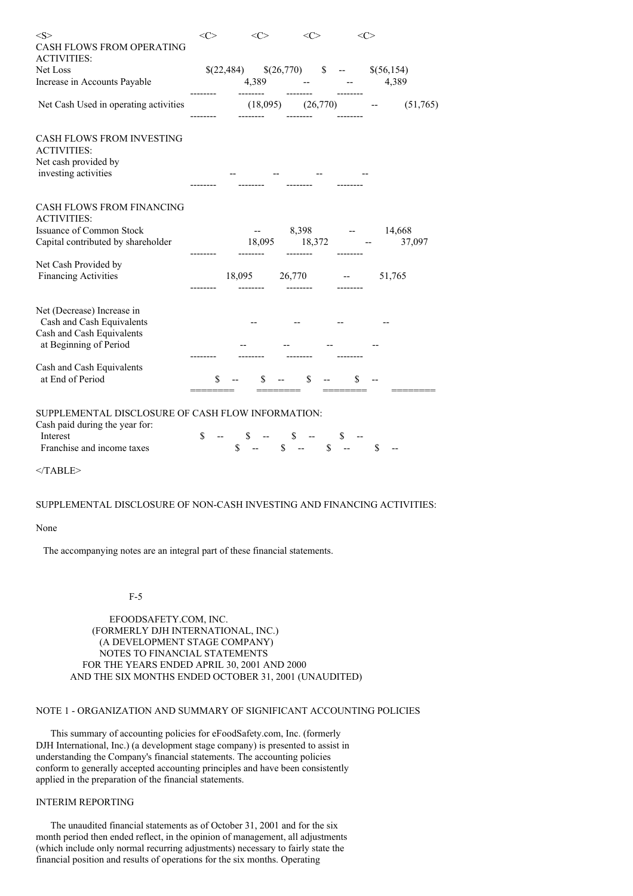| | | | | |
|---|---|---|---|---|
| CASH FLOWS FROM OPERATING ACTIVITIES: | | | | |
| Net Loss | $(22,484) | $(26,770) | $ -- | $(56,154) |
| Increase in Accounts Payable | 4,389 | -- | -- | 4,389 |
| Net Cash Used in operating activities | (18,095) | (26,770) | -- | (51,765) |
| CASH FLOWS FROM INVESTING ACTIVITIES: | | | | |
| Net cash provided by investing activities | -- | -- | -- | -- |
| CASH FLOWS FROM FINANCING ACTIVITIES: | | | | |
| Issuance of Common Stock | -- | 8,398 | -- | 14,668 |
| Capital contributed by shareholder | 18,095 | 18,372 | -- | 37,097 |
| Net Cash Provided by Financing Activities | 18,095 | 26,770 | -- | 51,765 |
| Net (Decrease) Increase in Cash and Cash Equivalents | -- | -- | -- | -- |
| Cash and Cash Equivalents at Beginning of Period | -- | -- | -- | -- |
| Cash and Cash Equivalents at End of Period | $ -- | $ -- | $ -- | $ -- |
| SUPPLEMENTAL DISCLOSURE OF CASH FLOW INFORMATION: | | | | |
| Cash paid during the year for: | | | | |
| Interest | $ -- | $ -- | $ -- | $ -- |
| Franchise and income taxes | $ -- | $ -- | $ -- | $ -- |

SUPPLEMENTAL DISCLOSURE OF NON-CASH INVESTING AND FINANCING ACTIVITIES:

None

The accompanying notes are an integral part of these financial statements.

EFOODSAFETY.COM, INC.
(FORMERLY DJH INTERNATIONAL, INC.)
(A DEVELOPMENT STAGE COMPANY)
NOTES TO FINANCIAL STATEMENTS
FOR THE YEARS ENDED APRIL 30, 2001 AND 2000
AND THE SIX MONTHS ENDED OCTOBER 31, 2001 (UNAUDITED)

## NOTE 1 - ORGANIZATION AND SUMMARY OF SIGNIFICANT ACCOUNTING POLICIES

This summary of accounting policies for eFoodSafety.com, Inc. (formerly DJH International, Inc.) (a development stage company) is presented to assist in understanding the Company's financial statements. The accounting policies conform to generally accepted accounting principles and have been consistently applied in the preparation of the financial statements.

### INTERIM REPORTING

The unaudited financial statements as of October 31, 2001 and for the six month period then ended reflect, in the opinion of management, all adjustments (which include only normal recurring adjustments) necessary to fairly state the financial position and results of operations for the six months. Operating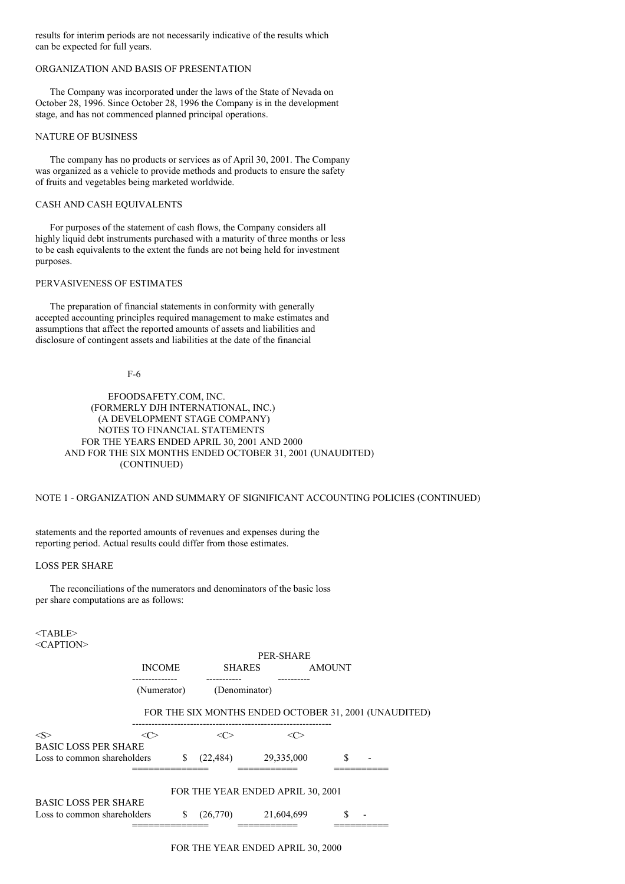results for interim periods are not necessarily indicative of the results which can be expected for full years.

ORGANIZATION AND BASIS OF PRESENTATION

The Company was incorporated under the laws of the State of Nevada on October 28, 1996. Since October 28, 1996 the Company is in the development stage, and has not commenced planned principal operations.

NATURE OF BUSINESS

The company has no products or services as of April 30, 2001. The Company was organized as a vehicle to provide methods and products to ensure the safety of fruits and vegetables being marketed worldwide.

CASH AND CASH EQUIVALENTS

For purposes of the statement of cash flows, the Company considers all highly liquid debt instruments purchased with a maturity of three months or less to be cash equivalents to the extent the funds are not being held for investment purposes.

PERVASIVENESS OF ESTIMATES

The preparation of financial statements in conformity with generally accepted accounting principles required management to make estimates and assumptions that affect the reported amounts of assets and liabilities and disclosure of contingent assets and liabilities at the date of the financial

EFOODSAFETY.COM, INC.
(FORMERLY DJH INTERNATIONAL, INC.)
(A DEVELOPMENT STAGE COMPANY)
NOTES TO FINANCIAL STATEMENTS
FOR THE YEARS ENDED APRIL 30, 2001 AND 2000
AND FOR THE SIX MONTHS ENDED OCTOBER 31, 2001 (UNAUDITED)
(CONTINUED)

NOTE 1 - ORGANIZATION AND SUMMARY OF SIGNIFICANT ACCOUNTING POLICIES (CONTINUED)

statements and the reported amounts of revenues and expenses during the reporting period. Actual results could differ from those estimates.

LOSS PER SHARE

The reconciliations of the numerators and denominators of the basic loss per share computations are as follows:

| | INCOME (Numerator) | SHARES (Denominator) | PER-SHARE AMOUNT |
|---|---|---|---|
| | FOR THE SIX MONTHS ENDED OCTOBER 31, 2001 (UNAUDITED) | | |
| BASIC LOSS PER SHARE | | | |
| Loss to common shareholders | $ (22,484) | 29,335,000 | $ - |
| | FOR THE YEAR ENDED APRIL 30, 2001 | | |
| BASIC LOSS PER SHARE | | | |
| Loss to common shareholders | $ (26,770) | 21,604,699 | $ - |
| | FOR THE YEAR ENDED APRIL 30, 2000 | | |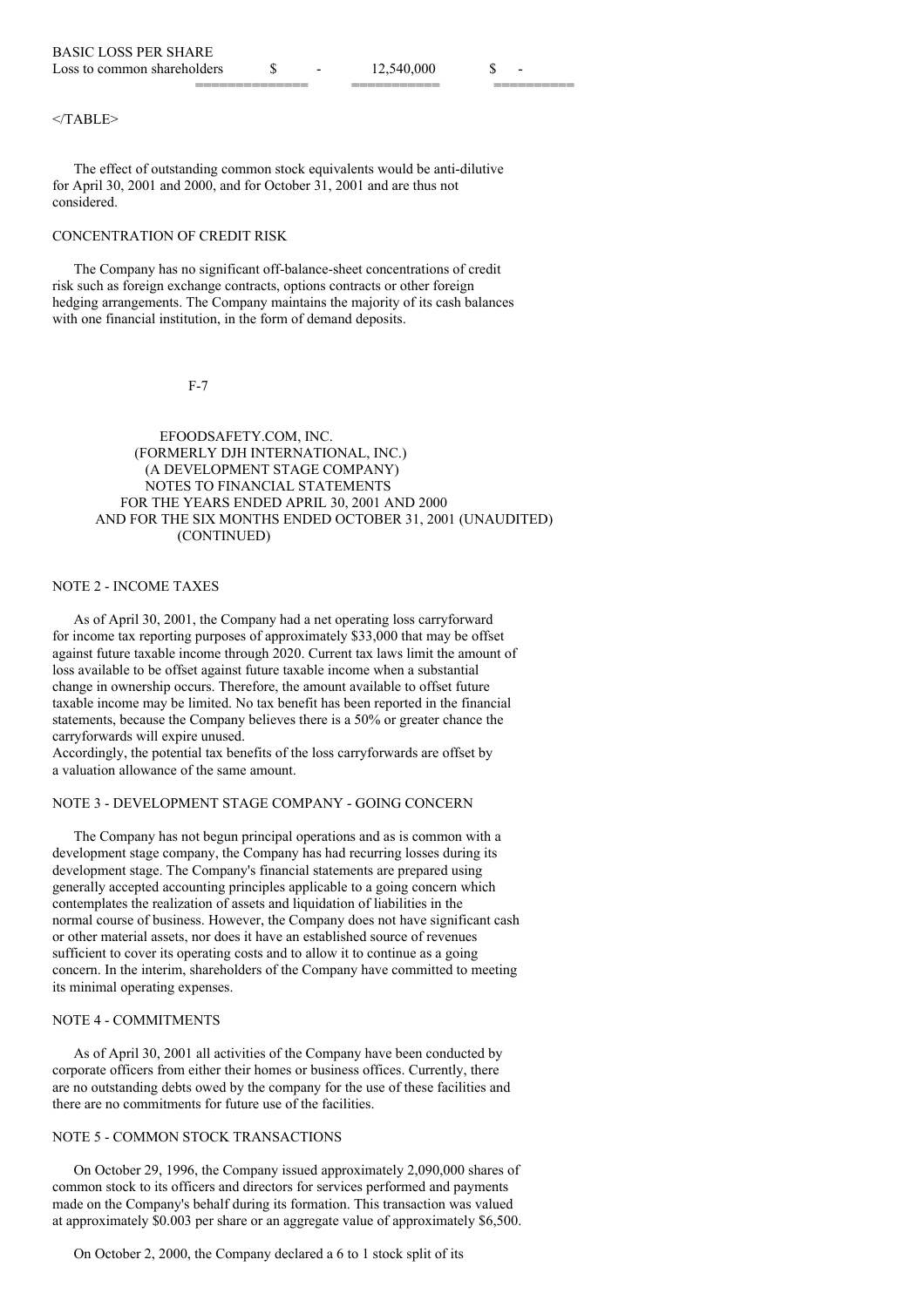| | | | |
|---|---|---|---|
| BASIC LOSS PER SHARE | | | |
| Loss to common shareholders | $ - | 12,540,000 | $ - |

</TABLE>

The effect of outstanding common stock equivalents would be anti-dilutive for April 30, 2001 and 2000, and for October 31, 2001 and are thus not considered.

CONCENTRATION OF CREDIT RISK

The Company has no significant off-balance-sheet concentrations of credit risk such as foreign exchange contracts, options contracts or other foreign hedging arrangements. The Company maintains the majority of its cash balances with one financial institution, in the form of demand deposits.

EFOODSAFETY.COM, INC.
(FORMERLY DJH INTERNATIONAL, INC.)
(A DEVELOPMENT STAGE COMPANY)
NOTES TO FINANCIAL STATEMENTS
FOR THE YEARS ENDED APRIL 30, 2001 AND 2000
AND FOR THE SIX MONTHS ENDED OCTOBER 31, 2001 (UNAUDITED)
(CONTINUED)

NOTE 2 - INCOME TAXES

As of April 30, 2001, the Company had a net operating loss carryforward for income tax reporting purposes of approximately $33,000 that may be offset against future taxable income through 2020. Current tax laws limit the amount of loss available to be offset against future taxable income when a substantial change in ownership occurs. Therefore, the amount available to offset future taxable income may be limited. No tax benefit has been reported in the financial statements, because the Company believes there is a 50% or greater chance the carryforwards will expire unused.
Accordingly, the potential tax benefits of the loss carryforwards are offset by a valuation allowance of the same amount.

NOTE 3 - DEVELOPMENT STAGE COMPANY - GOING CONCERN

The Company has not begun principal operations and as is common with a development stage company, the Company has had recurring losses during its development stage. The Company's financial statements are prepared using generally accepted accounting principles applicable to a going concern which contemplates the realization of assets and liquidation of liabilities in the normal course of business. However, the Company does not have significant cash or other material assets, nor does it have an established source of revenues sufficient to cover its operating costs and to allow it to continue as a going concern. In the interim, shareholders of the Company have committed to meeting its minimal operating expenses.

NOTE 4 - COMMITMENTS

As of April 30, 2001 all activities of the Company have been conducted by corporate officers from either their homes or business offices. Currently, there are no outstanding debts owed by the company for the use of these facilities and there are no commitments for future use of the facilities.

NOTE 5 - COMMON STOCK TRANSACTIONS

On October 29, 1996, the Company issued approximately 2,090,000 shares of common stock to its officers and directors for services performed and payments made on the Company's behalf during its formation. This transaction was valued at approximately $0.003 per share or an aggregate value of approximately $6,500.

On October 2, 2000, the Company declared a 6 to 1 stock split of its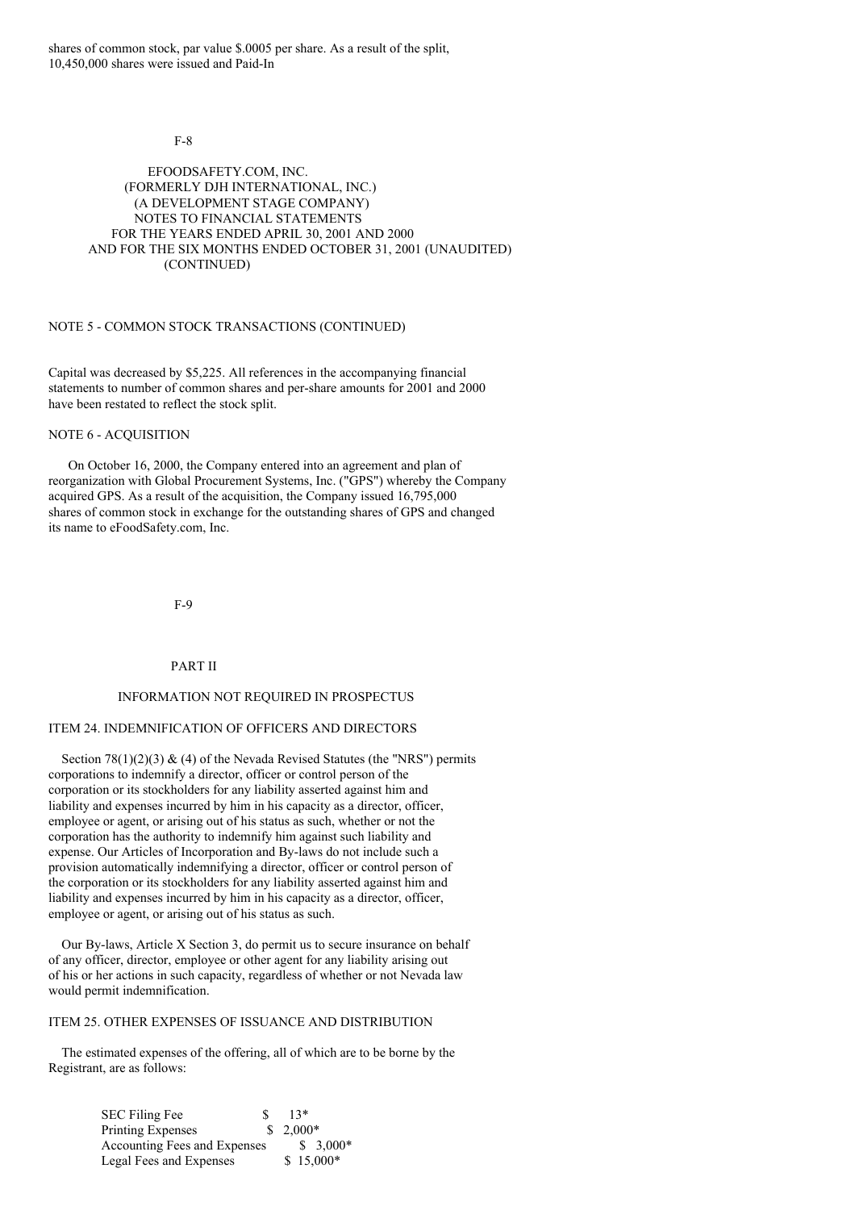shares of common stock, par value $.0005 per share. As a result of the split, 10,450,000 shares were issued and Paid-In

EFOODSAFETY.COM, INC.
(FORMERLY DJH INTERNATIONAL, INC.)
(A DEVELOPMENT STAGE COMPANY)
NOTES TO FINANCIAL STATEMENTS
FOR THE YEARS ENDED APRIL 30, 2001 AND 2000
AND FOR THE SIX MONTHS ENDED OCTOBER 31, 2001 (UNAUDITED)
(CONTINUED)

NOTE 5 - COMMON STOCK TRANSACTIONS (CONTINUED)

Capital was decreased by $5,225. All references in the accompanying financial statements to number of common shares and per-share amounts for 2001 and 2000 have been restated to reflect the stock split.

NOTE 6 - ACQUISITION

On October 16, 2000, the Company entered into an agreement and plan of reorganization with Global Procurement Systems, Inc. ("GPS") whereby the Company acquired GPS. As a result of the acquisition, the Company issued 16,795,000 shares of common stock in exchange for the outstanding shares of GPS and changed its name to eFoodSafety.com, Inc.

# PART II

## INFORMATION NOT REQUIRED IN PROSPECTUS

### ITEM 24. INDEMNIFICATION OF OFFICERS AND DIRECTORS

Section 78(1)(2)(3) & (4) of the Nevada Revised Statutes (the "NRS") permits corporations to indemnify a director, officer or control person of the corporation or its stockholders for any liability asserted against him and liability and expenses incurred by him in his capacity as a director, officer, employee or agent, or arising out of his status as such, whether or not the corporation has the authority to indemnify him against such liability and expense. Our Articles of Incorporation and By-laws do not include such a provision automatically indemnifying a director, officer or control person of the corporation or its stockholders for any liability asserted against him and liability and expenses incurred by him in his capacity as a director, officer, employee or agent, or arising out of his status as such.

Our By-laws, Article X Section 3, do permit us to secure insurance on behalf of any officer, director, employee or other agent for any liability arising out of his or her actions in such capacity, regardless of whether or not Nevada law would permit indemnification.

### ITEM 25. OTHER EXPENSES OF ISSUANCE AND DISTRIBUTION

The estimated expenses of the offering, all of which are to be borne by the Registrant, are as follows:

| | |
|---|---|
| SEC Filing Fee | $ 13* |
| Printing Expenses | $ 2,000* |
| Accounting Fees and Expenses | $ 3,000* |
| Legal Fees and Expenses | $ 15,000* |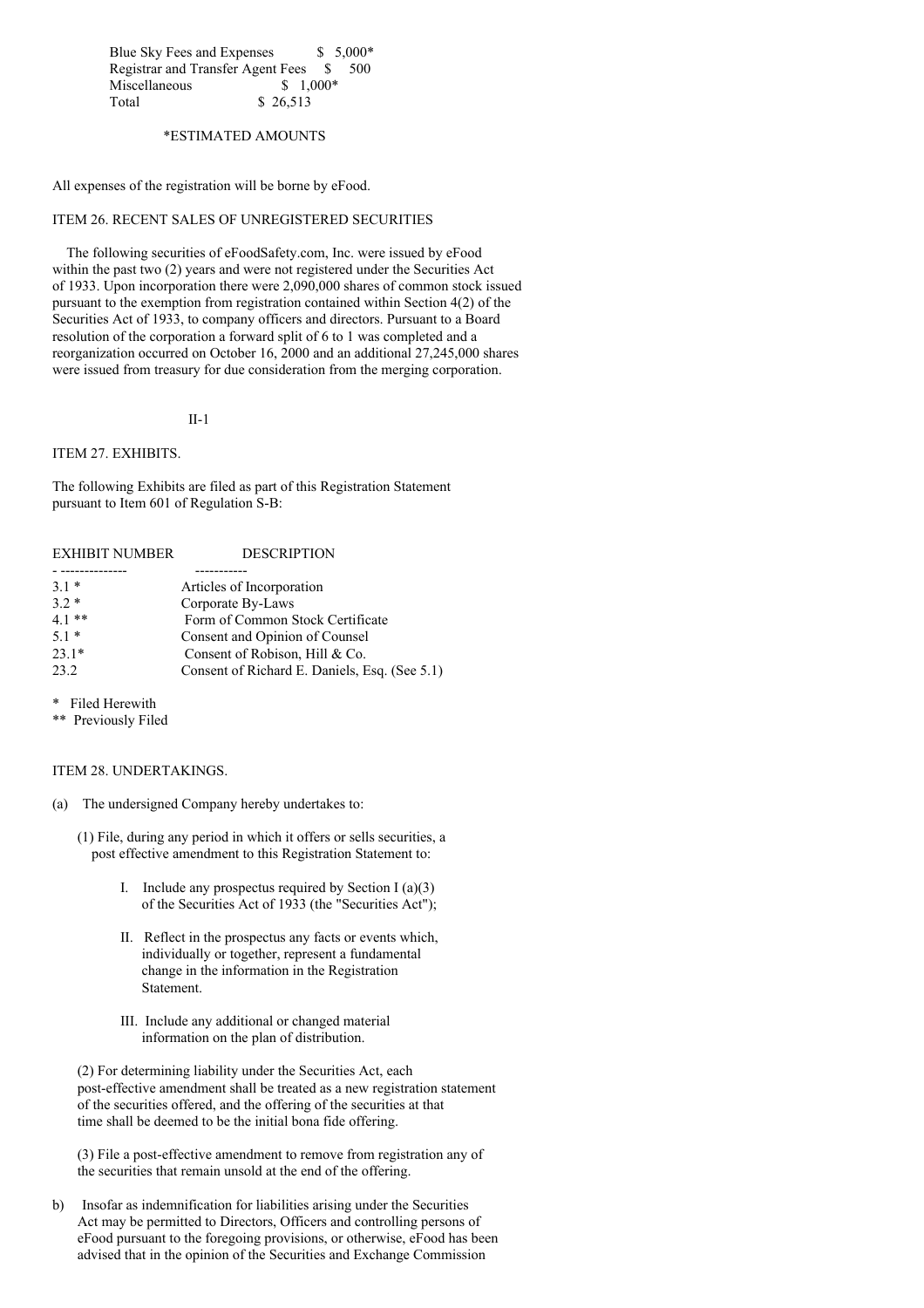| | |
|---|---|
| Blue Sky Fees and Expenses | $ 5,000* |
| Registrar and Transfer Agent Fees | $ 500 |
| Miscellaneous | $ 1,000* |
| Total | $ 26,513 |

*ESTIMATED AMOUNTS

All expenses of the registration will be borne by eFood.

ITEM 26. RECENT SALES OF UNREGISTERED SECURITIES

The following securities of eFoodSafety.com, Inc. were issued by eFood within the past two (2) years and were not registered under the Securities Act of 1933. Upon incorporation there were 2,090,000 shares of common stock issued pursuant to the exemption from registration contained within Section 4(2) of the Securities Act of 1933, to company officers and directors. Pursuant to a Board resolution of the corporation a forward split of 6 to 1 was completed and a reorganization occurred on October 16, 2000 and an additional 27,245,000 shares were issued from treasury for due consideration from the merging corporation.

ITEM 27. EXHIBITS.

The following Exhibits are filed as part of this Registration Statement pursuant to Item 601 of Regulation S-B:

| EXHIBIT NUMBER | DESCRIPTION |
|---|---|
| 3.1 * | Articles of Incorporation |
| 3.2 * | Corporate By-Laws |
| 4.1 ** | Form of Common Stock Certificate |
| 5.1 * | Consent and Opinion of Counsel |
| 23.1* | Consent of Robison, Hill & Co. |
| 23.2 | Consent of Richard E. Daniels, Esq. (See 5.1) |

\* Filed Herewith
\** Previously Filed

ITEM 28. UNDERTAKINGS.

(a) The undersigned Company hereby undertakes to:

(1) File, during any period in which it offers or sells securities, a post effective amendment to this Registration Statement to:

I. Include any prospectus required by Section I (a)(3) of the Securities Act of 1933 (the "Securities Act");

II. Reflect in the prospectus any facts or events which, individually or together, represent a fundamental change in the information in the Registration Statement.

III. Include any additional or changed material information on the plan of distribution.

(2) For determining liability under the Securities Act, each post-effective amendment shall be treated as a new registration statement of the securities offered, and the offering of the securities at that time shall be deemed to be the initial bona fide offering.

(3) File a post-effective amendment to remove from registration any of the securities that remain unsold at the end of the offering.

b) Insofar as indemnification for liabilities arising under the Securities Act may be permitted to Directors, Officers and controlling persons of eFood pursuant to the foregoing provisions, or otherwise, eFood has been advised that in the opinion of the Securities and Exchange Commission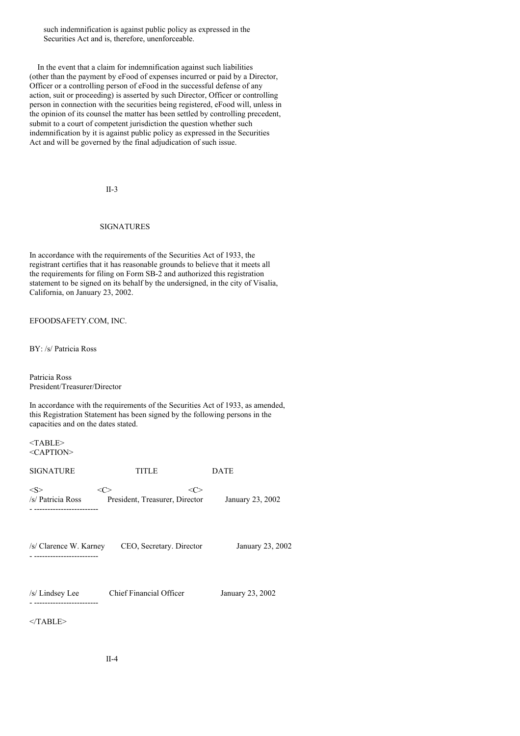such indemnification is against public policy as expressed in the Securities Act and is, therefore, unenforceable.

In the event that a claim for indemnification against such liabilities (other than the payment by eFood of expenses incurred or paid by a Director, Officer or a controlling person of eFood in the successful defense of any action, suit or proceeding) is asserted by such Director, Officer or controlling person in connection with the securities being registered, eFood will, unless in the opinion of its counsel the matter has been settled by controlling precedent, submit to a court of competent jurisdiction the question whether such indemnification by it is against public policy as expressed in the Securities Act and will be governed by the final adjudication of such issue.

## SIGNATURES

In accordance with the requirements of the Securities Act of 1933, the registrant certifies that it has reasonable grounds to believe that it meets all the requirements for filing on Form SB-2 and authorized this registration statement to be signed on its behalf by the undersigned, in the city of Visalia, California, on January 23, 2002.

EFOODSAFETY.COM, INC.

BY: /s/ Patricia Ross

Patricia Ross
President/Treasurer/Director

In accordance with the requirements of the Securities Act of 1933, as amended, this Registration Statement has been signed by the following persons in the capacities and on the dates stated.

| SIGNATURE | TITLE | DATE |
|---|---|---|
| /s/ Patricia Ross | President, Treasurer, Director | January 23, 2002 |
| /s/ Clarence W. Karney | CEO, Secretary. Director | January 23, 2002 |
| /s/ Lindsey Lee | Chief Financial Officer | January 23, 2002 |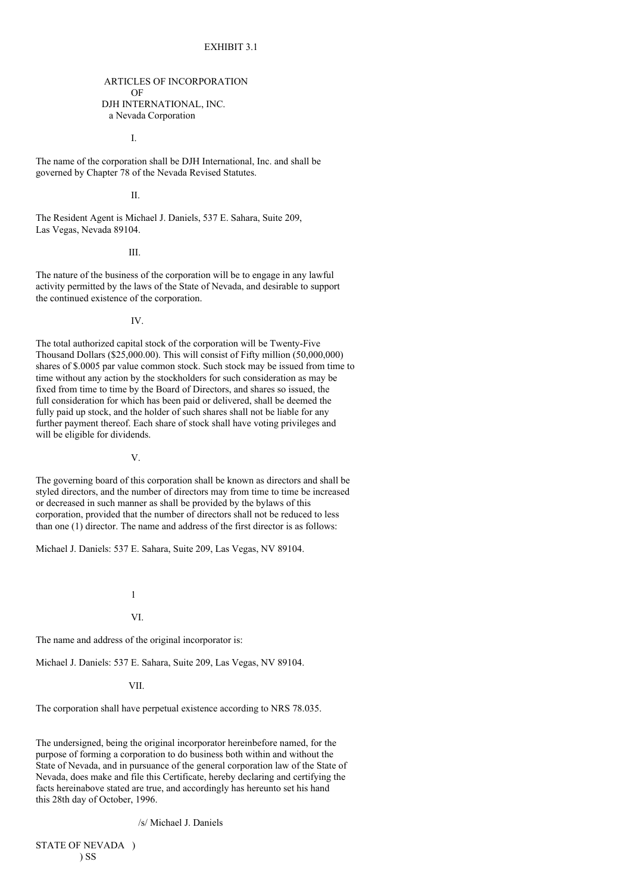EXHIBIT 3.1

# ARTICLES OF INCORPORATION OF DJH INTERNATIONAL, INC.

a Nevada Corporation

I.

The name of the corporation shall be DJH International, Inc. and shall be governed by Chapter 78 of the Nevada Revised Statutes.

II.

The Resident Agent is Michael J. Daniels, 537 E. Sahara, Suite 209, Las Vegas, Nevada 89104.

III.

The nature of the business of the corporation will be to engage in any lawful activity permitted by the laws of the State of Nevada, and desirable to support the continued existence of the corporation.

IV.

The total authorized capital stock of the corporation will be Twenty-Five Thousand Dollars ($25,000.00). This will consist of Fifty million (50,000,000) shares of $.0005 par value common stock. Such stock may be issued from time to time without any action by the stockholders for such consideration as may be fixed from time to time by the Board of Directors, and shares so issued, the full consideration for which has been paid or delivered, shall be deemed the fully paid up stock, and the holder of such shares shall not be liable for any further payment thereof. Each share of stock shall have voting privileges and will be eligible for dividends.

V.

The governing board of this corporation shall be known as directors and shall be styled directors, and the number of directors may from time to time be increased or decreased in such manner as shall be provided by the bylaws of this corporation, provided that the number of directors shall not be reduced to less than one (1) director. The name and address of the first director is as follows:

Michael J. Daniels: 537 E. Sahara, Suite 209, Las Vegas, NV 89104.

VI.

The name and address of the original incorporator is:

Michael J. Daniels: 537 E. Sahara, Suite 209, Las Vegas, NV 89104.

VII.

The corporation shall have perpetual existence according to NRS 78.035.

The undersigned, being the original incorporator hereinbefore named, for the purpose of forming a corporation to do business both within and without the State of Nevada, and in pursuance of the general corporation law of the State of Nevada, does make and file this Certificate, hereby declaring and certifying the facts hereinabove stated are true, and accordingly has hereunto set his hand this 28th day of October, 1996.

/s/ Michael J. Daniels

STATE OF NEVADA )
) SS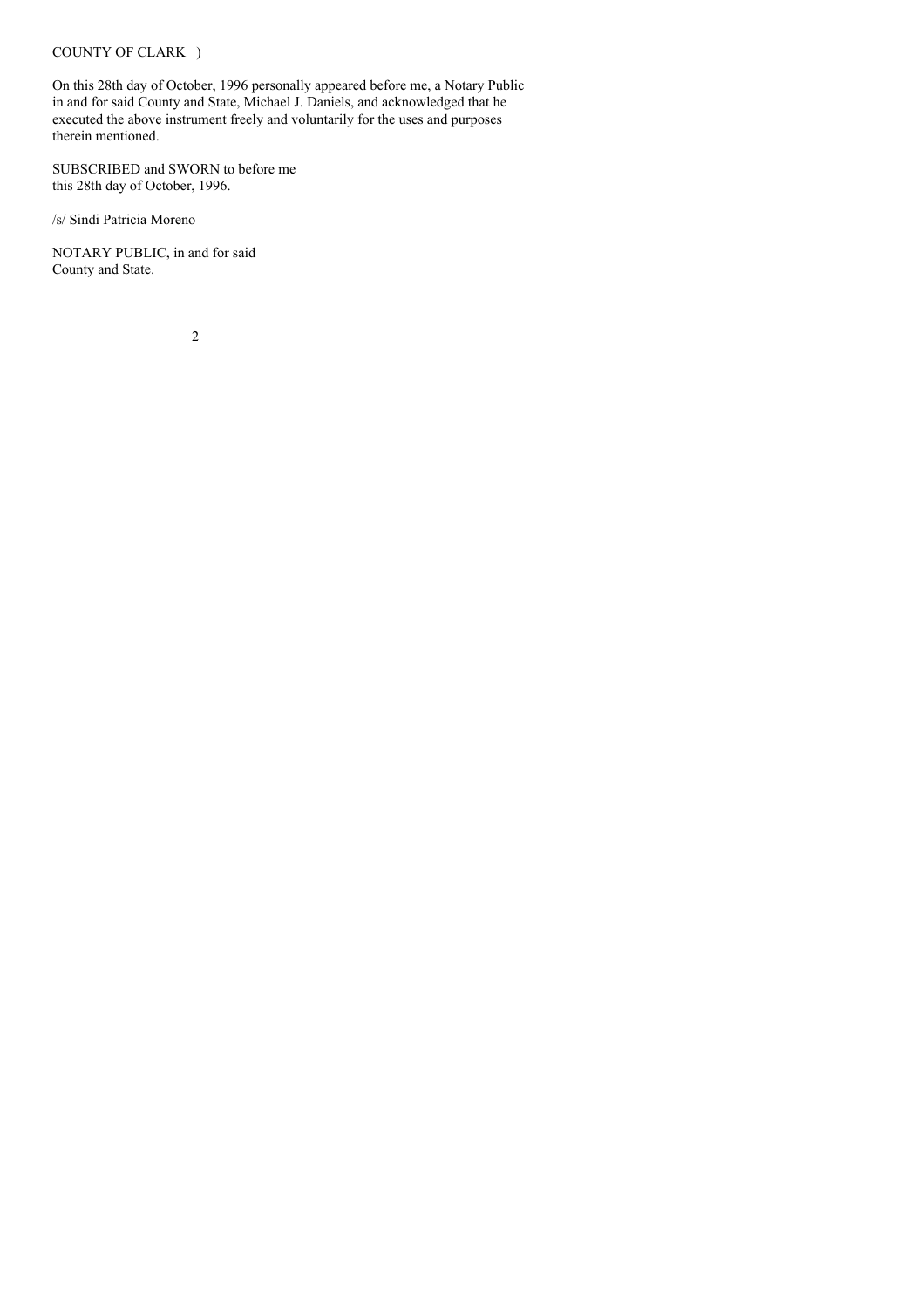COUNTY OF CLARK )

On this 28th day of October, 1996 personally appeared before me, a Notary Public in and for said County and State, Michael J. Daniels, and acknowledged that he executed the above instrument freely and voluntarily for the uses and purposes therein mentioned.

SUBSCRIBED and SWORN to before me
this 28th day of October, 1996.

/s/ Sindi Patricia Moreno

NOTARY PUBLIC, in and for said
County and State.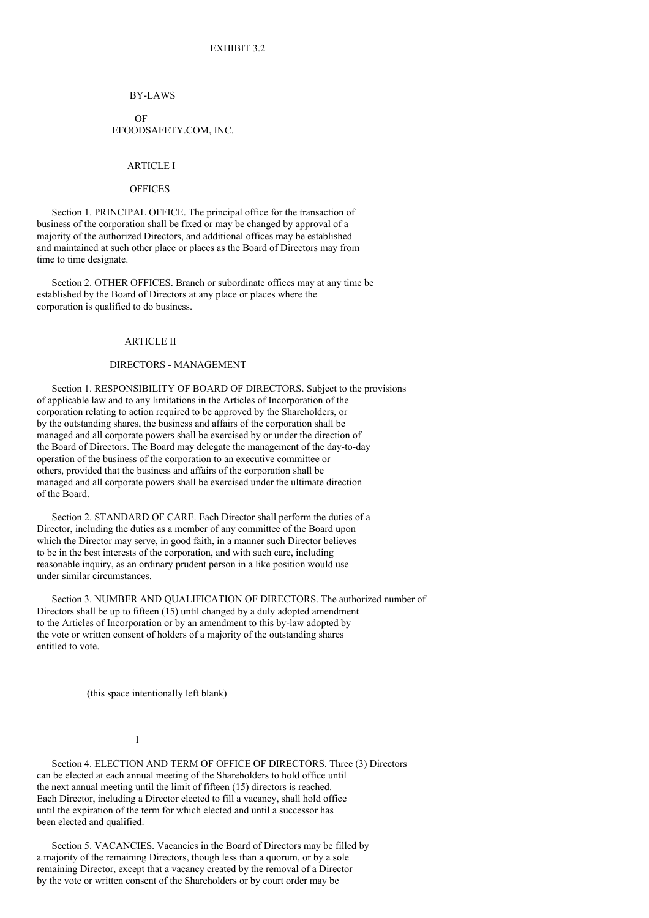EXHIBIT 3.2

# BY-LAWS

# OF
# EFOODSAFETY.COM, INC.

## ARTICLE I

## OFFICES

Section 1. PRINCIPAL OFFICE. The principal office for the transaction of business of the corporation shall be fixed or may be changed by approval of a majority of the authorized Directors, and additional offices may be established and maintained at such other place or places as the Board of Directors may from time to time designate.

Section 2. OTHER OFFICES. Branch or subordinate offices may at any time be established by the Board of Directors at any place or places where the corporation is qualified to do business.

## ARTICLE II

## DIRECTORS - MANAGEMENT

Section 1. RESPONSIBILITY OF BOARD OF DIRECTORS. Subject to the provisions of applicable law and to any limitations in the Articles of Incorporation of the corporation relating to action required to be approved by the Shareholders, or by the outstanding shares, the business and affairs of the corporation shall be managed and all corporate powers shall be exercised by or under the direction of the Board of Directors. The Board may delegate the management of the day-to-day operation of the business of the corporation to an executive committee or others, provided that the business and affairs of the corporation shall be managed and all corporate powers shall be exercised under the ultimate direction of the Board.

Section 2. STANDARD OF CARE. Each Director shall perform the duties of a Director, including the duties as a member of any committee of the Board upon which the Director may serve, in good faith, in a manner such Director believes to be in the best interests of the corporation, and with such care, including reasonable inquiry, as an ordinary prudent person in a like position would use under similar circumstances.

Section 3. NUMBER AND QUALIFICATION OF DIRECTORS. The authorized number of Directors shall be up to fifteen (15) until changed by a duly adopted amendment to the Articles of Incorporation or by an amendment to this by-law adopted by the vote or written consent of holders of a majority of the outstanding shares entitled to vote.

(this space intentionally left blank)

Section 4. ELECTION AND TERM OF OFFICE OF DIRECTORS. Three (3) Directors can be elected at each annual meeting of the Shareholders to hold office until the next annual meeting until the limit of fifteen (15) directors is reached. Each Director, including a Director elected to fill a vacancy, shall hold office until the expiration of the term for which elected and until a successor has been elected and qualified.

Section 5. VACANCIES. Vacancies in the Board of Directors may be filled by a majority of the remaining Directors, though less than a quorum, or by a sole remaining Director, except that a vacancy created by the removal of a Director by the vote or written consent of the Shareholders or by court order may be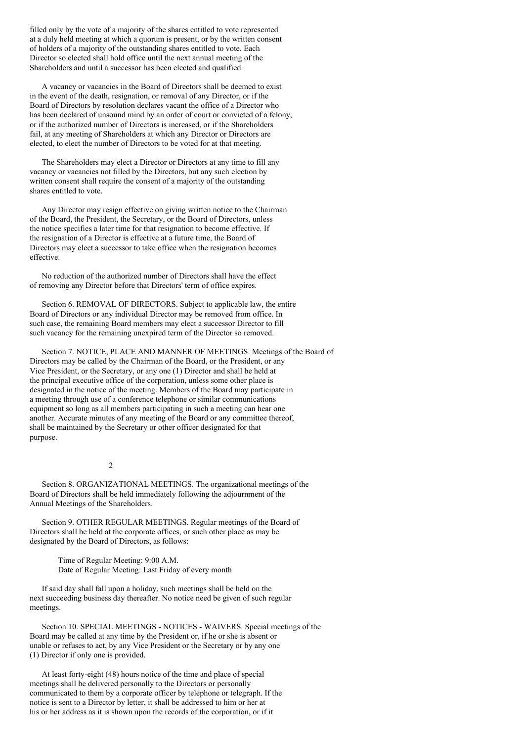filled only by the vote of a majority of the shares entitled to vote represented at a duly held meeting at which a quorum is present, or by the written consent of holders of a majority of the outstanding shares entitled to vote. Each Director so elected shall hold office until the next annual meeting of the Shareholders and until a successor has been elected and qualified.

A vacancy or vacancies in the Board of Directors shall be deemed to exist in the event of the death, resignation, or removal of any Director, or if the Board of Directors by resolution declares vacant the office of a Director who has been declared of unsound mind by an order of court or convicted of a felony, or if the authorized number of Directors is increased, or if the Shareholders fail, at any meeting of Shareholders at which any Director or Directors are elected, to elect the number of Directors to be voted for at that meeting.

The Shareholders may elect a Director or Directors at any time to fill any vacancy or vacancies not filled by the Directors, but any such election by written consent shall require the consent of a majority of the outstanding shares entitled to vote.

Any Director may resign effective on giving written notice to the Chairman of the Board, the President, the Secretary, or the Board of Directors, unless the notice specifies a later time for that resignation to become effective. If the resignation of a Director is effective at a future time, the Board of Directors may elect a successor to take office when the resignation becomes effective.

No reduction of the authorized number of Directors shall have the effect of removing any Director before that Directors' term of office expires.

Section 6. REMOVAL OF DIRECTORS. Subject to applicable law, the entire Board of Directors or any individual Director may be removed from office. In such case, the remaining Board members may elect a successor Director to fill such vacancy for the remaining unexpired term of the Director so removed.

Section 7. NOTICE, PLACE AND MANNER OF MEETINGS. Meetings of the Board of Directors may be called by the Chairman of the Board, or the President, or any Vice President, or the Secretary, or any one (1) Director and shall be held at the principal executive office of the corporation, unless some other place is designated in the notice of the meeting. Members of the Board may participate in a meeting through use of a conference telephone or similar communications equipment so long as all members participating in such a meeting can hear one another. Accurate minutes of any meeting of the Board or any committee thereof, shall be maintained by the Secretary or other officer designated for that purpose.

Section 8. ORGANIZATIONAL MEETINGS. The organizational meetings of the Board of Directors shall be held immediately following the adjournment of the Annual Meetings of the Shareholders.

Section 9. OTHER REGULAR MEETINGS. Regular meetings of the Board of Directors shall be held at the corporate offices, or such other place as may be designated by the Board of Directors, as follows:

Time of Regular Meeting: 9:00 A.M.
Date of Regular Meeting: Last Friday of every month

If said day shall fall upon a holiday, such meetings shall be held on the next succeeding business day thereafter. No notice need be given of such regular meetings.

Section 10. SPECIAL MEETINGS - NOTICES - WAIVERS. Special meetings of the Board may be called at any time by the President or, if he or she is absent or unable or refuses to act, by any Vice President or the Secretary or by any one (1) Director if only one is provided.

At least forty-eight (48) hours notice of the time and place of special meetings shall be delivered personally to the Directors or personally communicated to them by a corporate officer by telephone or telegraph. If the notice is sent to a Director by letter, it shall be addressed to him or her at his or her address as it is shown upon the records of the corporation, or if it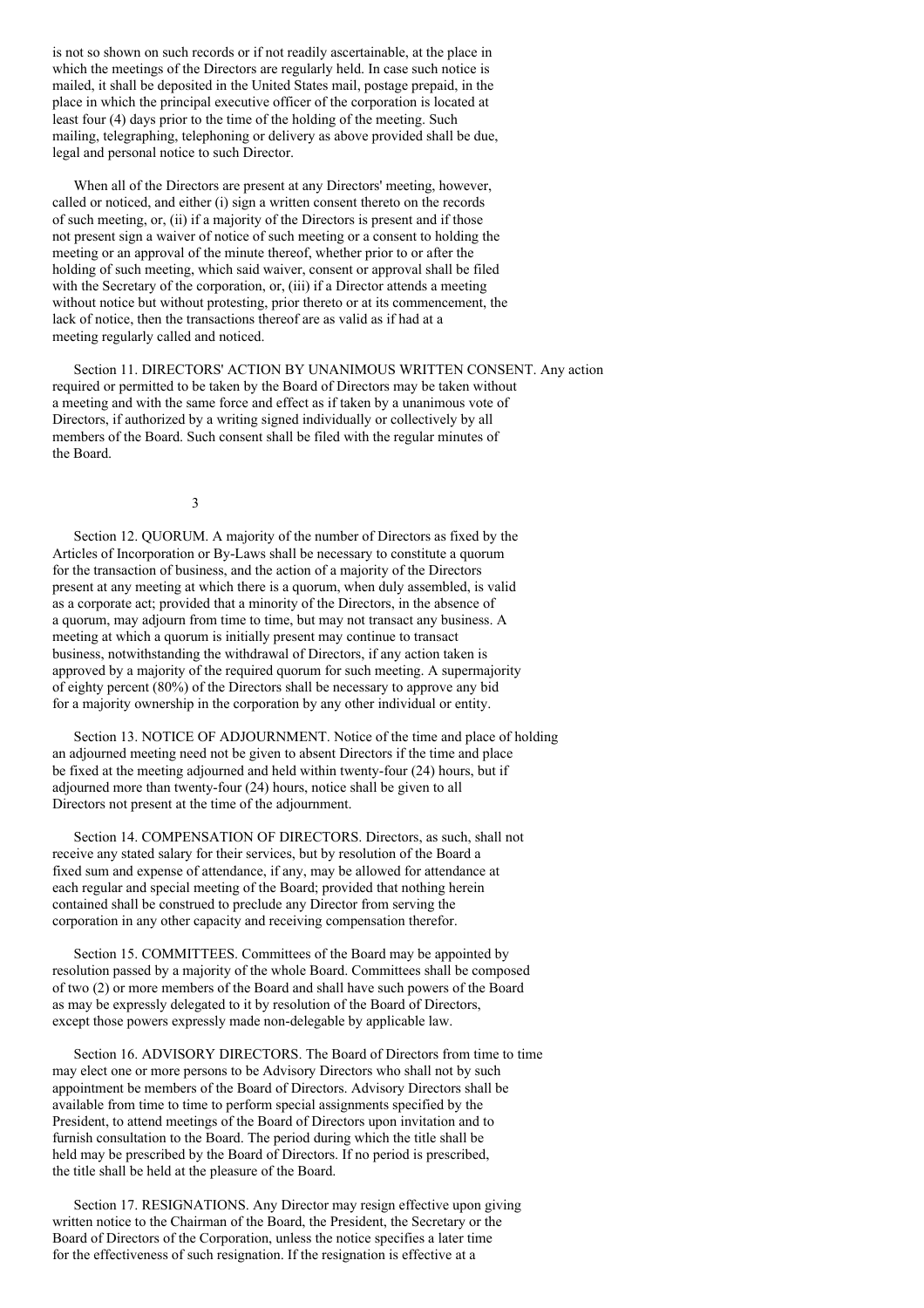is not so shown on such records or if not readily ascertainable, at the place in which the meetings of the Directors are regularly held. In case such notice is mailed, it shall be deposited in the United States mail, postage prepaid, in the place in which the principal executive officer of the corporation is located at least four (4) days prior to the time of the holding of the meeting. Such mailing, telegraphing, telephoning or delivery as above provided shall be due, legal and personal notice to such Director.

When all of the Directors are present at any Directors' meeting, however, called or noticed, and either (i) sign a written consent thereto on the records of such meeting, or, (ii) if a majority of the Directors is present and if those not present sign a waiver of notice of such meeting or a consent to holding the meeting or an approval of the minute thereof, whether prior to or after the holding of such meeting, which said waiver, consent or approval shall be filed with the Secretary of the corporation, or, (iii) if a Director attends a meeting without notice but without protesting, prior thereto or at its commencement, the lack of notice, then the transactions thereof are as valid as if had at a meeting regularly called and noticed.

Section 11. DIRECTORS' ACTION BY UNANIMOUS WRITTEN CONSENT. Any action required or permitted to be taken by the Board of Directors may be taken without a meeting and with the same force and effect as if taken by a unanimous vote of Directors, if authorized by a writing signed individually or collectively by all members of the Board. Such consent shall be filed with the regular minutes of the Board.

Section 12. QUORUM. A majority of the number of Directors as fixed by the Articles of Incorporation or By-Laws shall be necessary to constitute a quorum for the transaction of business, and the action of a majority of the Directors present at any meeting at which there is a quorum, when duly assembled, is valid as a corporate act; provided that a minority of the Directors, in the absence of a quorum, may adjourn from time to time, but may not transact any business. A meeting at which a quorum is initially present may continue to transact business, notwithstanding the withdrawal of Directors, if any action taken is approved by a majority of the required quorum for such meeting. A supermajority of eighty percent (80%) of the Directors shall be necessary to approve any bid for a majority ownership in the corporation by any other individual or entity.

Section 13. NOTICE OF ADJOURNMENT. Notice of the time and place of holding an adjourned meeting need not be given to absent Directors if the time and place be fixed at the meeting adjourned and held within twenty-four (24) hours, but if adjourned more than twenty-four (24) hours, notice shall be given to all Directors not present at the time of the adjournment.

Section 14. COMPENSATION OF DIRECTORS. Directors, as such, shall not receive any stated salary for their services, but by resolution of the Board a fixed sum and expense of attendance, if any, may be allowed for attendance at each regular and special meeting of the Board; provided that nothing herein contained shall be construed to preclude any Director from serving the corporation in any other capacity and receiving compensation therefor.

Section 15. COMMITTEES. Committees of the Board may be appointed by resolution passed by a majority of the whole Board. Committees shall be composed of two (2) or more members of the Board and shall have such powers of the Board as may be expressly delegated to it by resolution of the Board of Directors, except those powers expressly made non-delegable by applicable law.

Section 16. ADVISORY DIRECTORS. The Board of Directors from time to time may elect one or more persons to be Advisory Directors who shall not by such appointment be members of the Board of Directors. Advisory Directors shall be available from time to time to perform special assignments specified by the President, to attend meetings of the Board of Directors upon invitation and to furnish consultation to the Board. The period during which the title shall be held may be prescribed by the Board of Directors. If no period is prescribed, the title shall be held at the pleasure of the Board.

Section 17. RESIGNATIONS. Any Director may resign effective upon giving written notice to the Chairman of the Board, the President, the Secretary or the Board of Directors of the Corporation, unless the notice specifies a later time for the effectiveness of such resignation. If the resignation is effective at a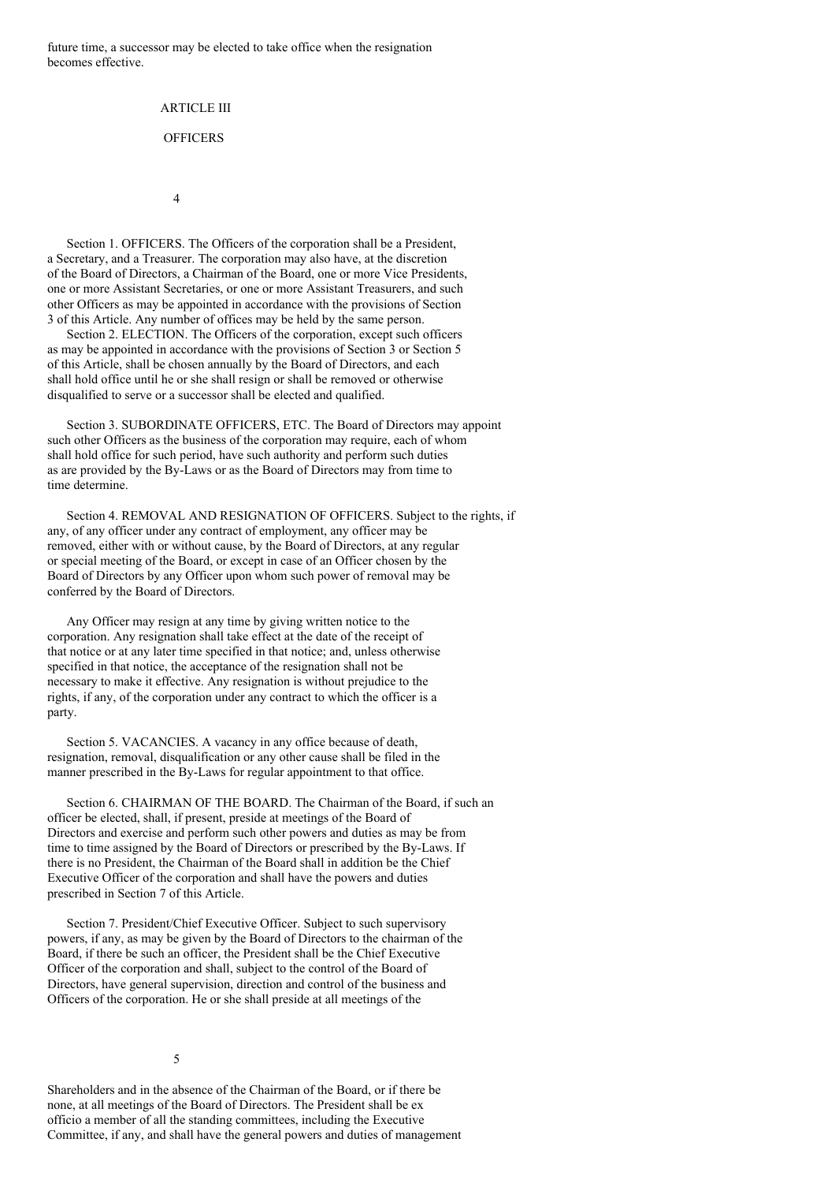future time, a successor may be elected to take office when the resignation becomes effective.

## ARTICLE III

## OFFICERS

Section 1. OFFICERS. The Officers of the corporation shall be a President, a Secretary, and a Treasurer. The corporation may also have, at the discretion of the Board of Directors, a Chairman of the Board, one or more Vice Presidents, one or more Assistant Secretaries, or one or more Assistant Treasurers, and such other Officers as may be appointed in accordance with the provisions of Section 3 of this Article. Any number of offices may be held by the same person.

Section 2. ELECTION. The Officers of the corporation, except such officers as may be appointed in accordance with the provisions of Section 3 or Section 5 of this Article, shall be chosen annually by the Board of Directors, and each shall hold office until he or she shall resign or shall be removed or otherwise disqualified to serve or a successor shall be elected and qualified.

Section 3. SUBORDINATE OFFICERS, ETC. The Board of Directors may appoint such other Officers as the business of the corporation may require, each of whom shall hold office for such period, have such authority and perform such duties as are provided by the By-Laws or as the Board of Directors may from time to time determine.

Section 4. REMOVAL AND RESIGNATION OF OFFICERS. Subject to the rights, if any, of any officer under any contract of employment, any officer may be removed, either with or without cause, by the Board of Directors, at any regular or special meeting of the Board, or except in case of an Officer chosen by the Board of Directors by any Officer upon whom such power of removal may be conferred by the Board of Directors.

Any Officer may resign at any time by giving written notice to the corporation. Any resignation shall take effect at the date of the receipt of that notice or at any later time specified in that notice; and, unless otherwise specified in that notice, the acceptance of the resignation shall not be necessary to make it effective. Any resignation is without prejudice to the rights, if any, of the corporation under any contract to which the officer is a party.

Section 5. VACANCIES. A vacancy in any office because of death, resignation, removal, disqualification or any other cause shall be filed in the manner prescribed in the By-Laws for regular appointment to that office.

Section 6. CHAIRMAN OF THE BOARD. The Chairman of the Board, if such an officer be elected, shall, if present, preside at meetings of the Board of Directors and exercise and perform such other powers and duties as may be from time to time assigned by the Board of Directors or prescribed by the By-Laws. If there is no President, the Chairman of the Board shall in addition be the Chief Executive Officer of the corporation and shall have the powers and duties prescribed in Section 7 of this Article.

Section 7. President/Chief Executive Officer. Subject to such supervisory powers, if any, as may be given by the Board of Directors to the chairman of the Board, if there be such an officer, the President shall be the Chief Executive Officer of the corporation and shall, subject to the control of the Board of Directors, have general supervision, direction and control of the business and Officers of the corporation. He or she shall preside at all meetings of the Shareholders and in the absence of the Chairman of the Board, or if there be none, at all meetings of the Board of Directors. The President shall be ex officio a member of all the standing committees, including the Executive Committee, if any, and shall have the general powers and duties of management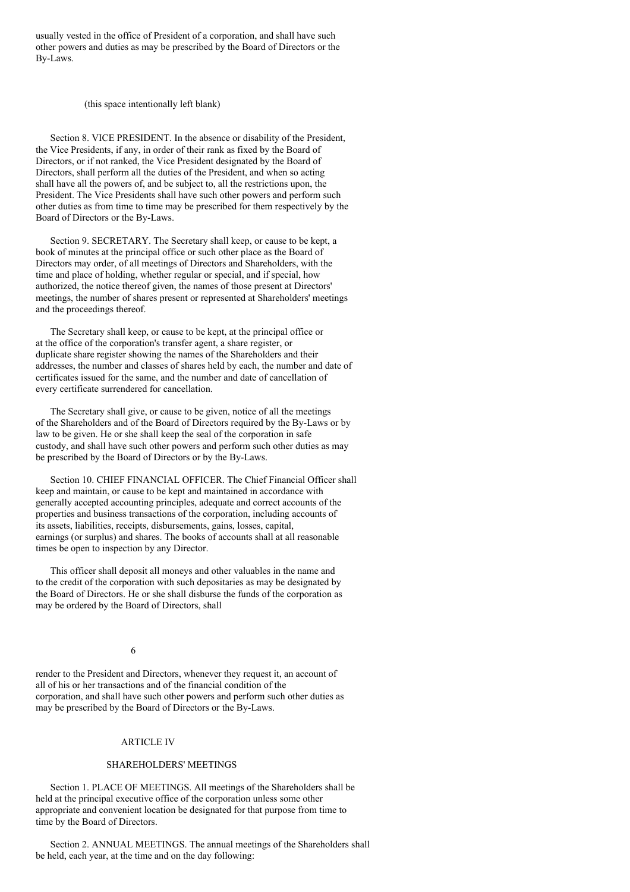usually vested in the office of President of a corporation, and shall have such other powers and duties as may be prescribed by the Board of Directors or the By-Laws.

(this space intentionally left blank)

Section 8. VICE PRESIDENT. In the absence or disability of the President, the Vice Presidents, if any, in order of their rank as fixed by the Board of Directors, or if not ranked, the Vice President designated by the Board of Directors, shall perform all the duties of the President, and when so acting shall have all the powers of, and be subject to, all the restrictions upon, the President. The Vice Presidents shall have such other powers and perform such other duties as from time to time may be prescribed for them respectively by the Board of Directors or the By-Laws.

Section 9. SECRETARY. The Secretary shall keep, or cause to be kept, a book of minutes at the principal office or such other place as the Board of Directors may order, of all meetings of Directors and Shareholders, with the time and place of holding, whether regular or special, and if special, how authorized, the notice thereof given, the names of those present at Directors' meetings, the number of shares present or represented at Shareholders' meetings and the proceedings thereof.

The Secretary shall keep, or cause to be kept, at the principal office or at the office of the corporation's transfer agent, a share register, or duplicate share register showing the names of the Shareholders and their addresses, the number and classes of shares held by each, the number and date of certificates issued for the same, and the number and date of cancellation of every certificate surrendered for cancellation.

The Secretary shall give, or cause to be given, notice of all the meetings of the Shareholders and of the Board of Directors required by the By-Laws or by law to be given. He or she shall keep the seal of the corporation in safe custody, and shall have such other powers and perform such other duties as may be prescribed by the Board of Directors or by the By-Laws.

Section 10. CHIEF FINANCIAL OFFICER. The Chief Financial Officer shall keep and maintain, or cause to be kept and maintained in accordance with generally accepted accounting principles, adequate and correct accounts of the properties and business transactions of the corporation, including accounts of its assets, liabilities, receipts, disbursements, gains, losses, capital, earnings (or surplus) and shares. The books of accounts shall at all reasonable times be open to inspection by any Director.

This officer shall deposit all moneys and other valuables in the name and to the credit of the corporation with such depositaries as may be designated by the Board of Directors. He or she shall disburse the funds of the corporation as may be ordered by the Board of Directors, shall render to the President and Directors, whenever they request it, an account of all of his or her transactions and of the financial condition of the corporation, and shall have such other powers and perform such other duties as may be prescribed by the Board of Directors or the By-Laws.

## ARTICLE IV

## SHAREHOLDERS' MEETINGS

Section 1. PLACE OF MEETINGS. All meetings of the Shareholders shall be held at the principal executive office of the corporation unless some other appropriate and convenient location be designated for that purpose from time to time by the Board of Directors.

Section 2. ANNUAL MEETINGS. The annual meetings of the Shareholders shall be held, each year, at the time and on the day following: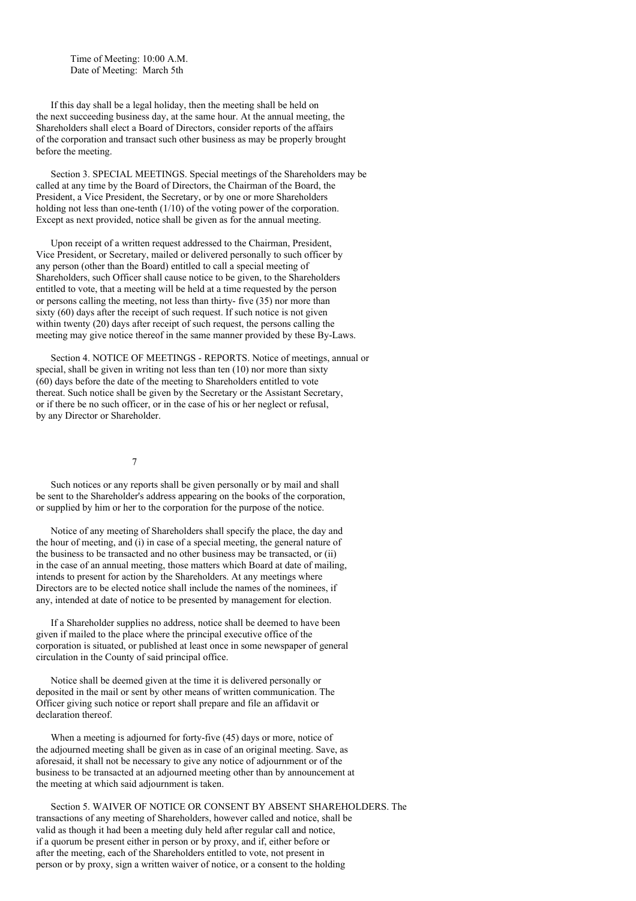Time of Meeting: 10:00 A.M.
Date of Meeting: March 5th

If this day shall be a legal holiday, then the meeting shall be held on the next succeeding business day, at the same hour. At the annual meeting, the Shareholders shall elect a Board of Directors, consider reports of the affairs of the corporation and transact such other business as may be properly brought before the meeting.

Section 3. SPECIAL MEETINGS. Special meetings of the Shareholders may be called at any time by the Board of Directors, the Chairman of the Board, the President, a Vice President, the Secretary, or by one or more Shareholders holding not less than one-tenth (1/10) of the voting power of the corporation. Except as next provided, notice shall be given as for the annual meeting.

Upon receipt of a written request addressed to the Chairman, President, Vice President, or Secretary, mailed or delivered personally to such officer by any person (other than the Board) entitled to call a special meeting of Shareholders, such Officer shall cause notice to be given, to the Shareholders entitled to vote, that a meeting will be held at a time requested by the person or persons calling the meeting, not less than thirty- five (35) nor more than sixty (60) days after the receipt of such request. If such notice is not given within twenty (20) days after receipt of such request, the persons calling the meeting may give notice thereof in the same manner provided by these By-Laws.

Section 4. NOTICE OF MEETINGS - REPORTS. Notice of meetings, annual or special, shall be given in writing not less than ten (10) nor more than sixty (60) days before the date of the meeting to Shareholders entitled to vote thereat. Such notice shall be given by the Secretary or the Assistant Secretary, or if there be no such officer, or in the case of his or her neglect or refusal, by any Director or Shareholder.

Such notices or any reports shall be given personally or by mail and shall be sent to the Shareholder's address appearing on the books of the corporation, or supplied by him or her to the corporation for the purpose of the notice.

Notice of any meeting of Shareholders shall specify the place, the day and the hour of meeting, and (i) in case of a special meeting, the general nature of the business to be transacted and no other business may be transacted, or (ii) in the case of an annual meeting, those matters which Board at date of mailing, intends to present for action by the Shareholders. At any meetings where Directors are to be elected notice shall include the names of the nominees, if any, intended at date of notice to be presented by management for election.

If a Shareholder supplies no address, notice shall be deemed to have been given if mailed to the place where the principal executive office of the corporation is situated, or published at least once in some newspaper of general circulation in the County of said principal office.

Notice shall be deemed given at the time it is delivered personally or deposited in the mail or sent by other means of written communication. The Officer giving such notice or report shall prepare and file an affidavit or declaration thereof.

When a meeting is adjourned for forty-five (45) days or more, notice of the adjourned meeting shall be given as in case of an original meeting. Save, as aforesaid, it shall not be necessary to give any notice of adjournment or of the business to be transacted at an adjourned meeting other than by announcement at the meeting at which said adjournment is taken.

Section 5. WAIVER OF NOTICE OR CONSENT BY ABSENT SHAREHOLDERS. The transactions of any meeting of Shareholders, however called and notice, shall be valid as though it had been a meeting duly held after regular call and notice, if a quorum be present either in person or by proxy, and if, either before or after the meeting, each of the Shareholders entitled to vote, not present in person or by proxy, sign a written waiver of notice, or a consent to the holding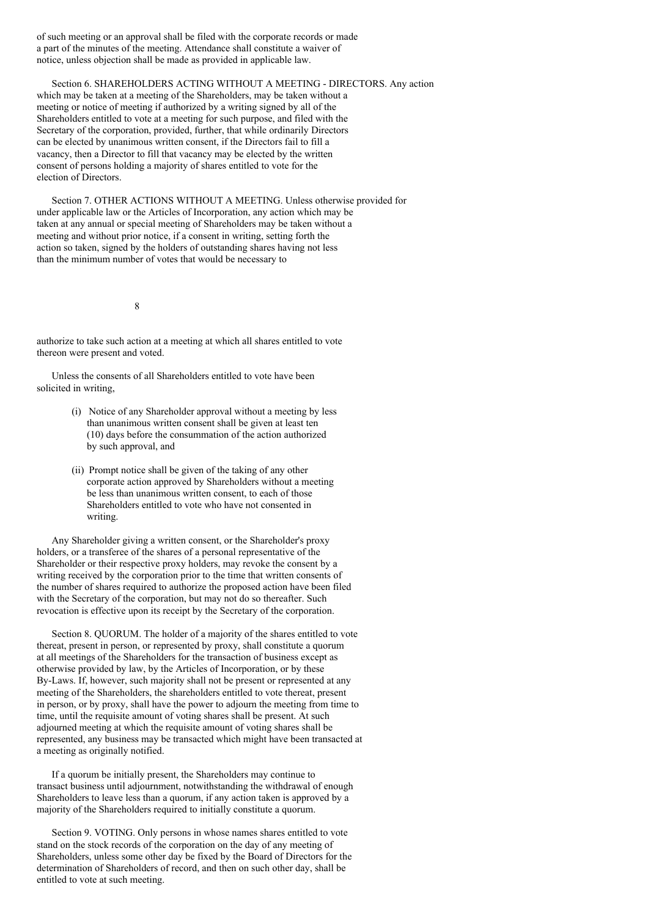of such meeting or an approval shall be filed with the corporate records or made a part of the minutes of the meeting. Attendance shall constitute a waiver of notice, unless objection shall be made as provided in applicable law.

Section 6. SHAREHOLDERS ACTING WITHOUT A MEETING - DIRECTORS. Any action which may be taken at a meeting of the Shareholders, may be taken without a meeting or notice of meeting if authorized by a writing signed by all of the Shareholders entitled to vote at a meeting for such purpose, and filed with the Secretary of the corporation, provided, further, that while ordinarily Directors can be elected by unanimous written consent, if the Directors fail to fill a vacancy, then a Director to fill that vacancy may be elected by the written consent of persons holding a majority of shares entitled to vote for the election of Directors.

Section 7. OTHER ACTIONS WITHOUT A MEETING. Unless otherwise provided for under applicable law or the Articles of Incorporation, any action which may be taken at any annual or special meeting of Shareholders may be taken without a meeting and without prior notice, if a consent in writing, setting forth the action so taken, signed by the holders of outstanding shares having not less than the minimum number of votes that would be necessary to authorize to take such action at a meeting at which all shares entitled to vote thereon were present and voted.

Unless the consents of all Shareholders entitled to vote have been solicited in writing,

(i) Notice of any Shareholder approval without a meeting by less than unanimous written consent shall be given at least ten (10) days before the consummation of the action authorized by such approval, and

(ii) Prompt notice shall be given of the taking of any other corporate action approved by Shareholders without a meeting be less than unanimous written consent, to each of those Shareholders entitled to vote who have not consented in writing.

Any Shareholder giving a written consent, or the Shareholder's proxy holders, or a transferee of the shares of a personal representative of the Shareholder or their respective proxy holders, may revoke the consent by a writing received by the corporation prior to the time that written consents of the number of shares required to authorize the proposed action have been filed with the Secretary of the corporation, but may not do so thereafter. Such revocation is effective upon its receipt by the Secretary of the corporation.

Section 8. QUORUM. The holder of a majority of the shares entitled to vote thereat, present in person, or represented by proxy, shall constitute a quorum at all meetings of the Shareholders for the transaction of business except as otherwise provided by law, by the Articles of Incorporation, or by these By-Laws. If, however, such majority shall not be present or represented at any meeting of the Shareholders, the shareholders entitled to vote thereat, present in person, or by proxy, shall have the power to adjourn the meeting from time to time, until the requisite amount of voting shares shall be present. At such adjourned meeting at which the requisite amount of voting shares shall be represented, any business may be transacted which might have been transacted at a meeting as originally notified.

If a quorum be initially present, the Shareholders may continue to transact business until adjournment, notwithstanding the withdrawal of enough Shareholders to leave less than a quorum, if any action taken is approved by a majority of the Shareholders required to initially constitute a quorum.

Section 9. VOTING. Only persons in whose names shares entitled to vote stand on the stock records of the corporation on the day of any meeting of Shareholders, unless some other day be fixed by the Board of Directors for the determination of Shareholders of record, and then on such other day, shall be entitled to vote at such meeting.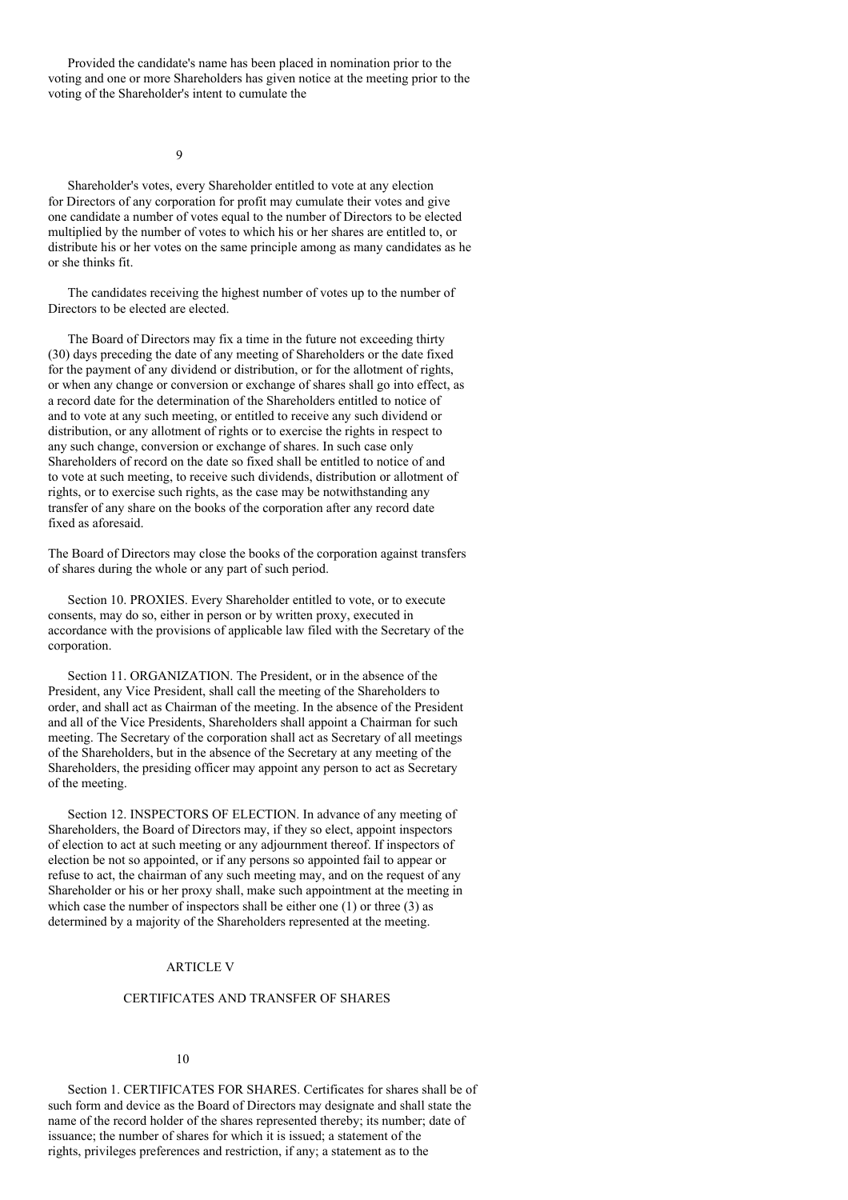Provided the candidate's name has been placed in nomination prior to the voting and one or more Shareholders has given notice at the meeting prior to the voting of the Shareholder's intent to cumulate the Shareholder's votes, every Shareholder entitled to vote at any election for Directors of any corporation for profit may cumulate their votes and give one candidate a number of votes equal to the number of Directors to be elected multiplied by the number of votes to which his or her shares are entitled to, or distribute his or her votes on the same principle among as many candidates as he or she thinks fit.

The candidates receiving the highest number of votes up to the number of Directors to be elected are elected.

The Board of Directors may fix a time in the future not exceeding thirty (30) days preceding the date of any meeting of Shareholders or the date fixed for the payment of any dividend or distribution, or for the allotment of rights, or when any change or conversion or exchange of shares shall go into effect, as a record date for the determination of the Shareholders entitled to notice of and to vote at any such meeting, or entitled to receive any such dividend or distribution, or any allotment of rights or to exercise the rights in respect to any such change, conversion or exchange of shares. In such case only Shareholders of record on the date so fixed shall be entitled to notice of and to vote at such meeting, to receive such dividends, distribution or allotment of rights, or to exercise such rights, as the case may be notwithstanding any transfer of any share on the books of the corporation after any record date fixed as aforesaid.

The Board of Directors may close the books of the corporation against transfers of shares during the whole or any part of such period.

Section 10. PROXIES. Every Shareholder entitled to vote, or to execute consents, may do so, either in person or by written proxy, executed in accordance with the provisions of applicable law filed with the Secretary of the corporation.

Section 11. ORGANIZATION. The President, or in the absence of the President, any Vice President, shall call the meeting of the Shareholders to order, and shall act as Chairman of the meeting. In the absence of the President and all of the Vice Presidents, Shareholders shall appoint a Chairman for such meeting. The Secretary of the corporation shall act as Secretary of all meetings of the Shareholders, but in the absence of the Secretary at any meeting of the Shareholders, the presiding officer may appoint any person to act as Secretary of the meeting.

Section 12. INSPECTORS OF ELECTION. In advance of any meeting of Shareholders, the Board of Directors may, if they so elect, appoint inspectors of election to act at such meeting or any adjournment thereof. If inspectors of election be not so appointed, or if any persons so appointed fail to appear or refuse to act, the chairman of any such meeting may, and on the request of any Shareholder or his or her proxy shall, make such appointment at the meeting in which case the number of inspectors shall be either one (1) or three (3) as determined by a majority of the Shareholders represented at the meeting.

## ARTICLE V

## CERTIFICATES AND TRANSFER OF SHARES

Section 1. CERTIFICATES FOR SHARES. Certificates for shares shall be of such form and device as the Board of Directors may designate and shall state the name of the record holder of the shares represented thereby; its number; date of issuance; the number of shares for which it is issued; a statement of the rights, privileges preferences and restriction, if any; a statement as to the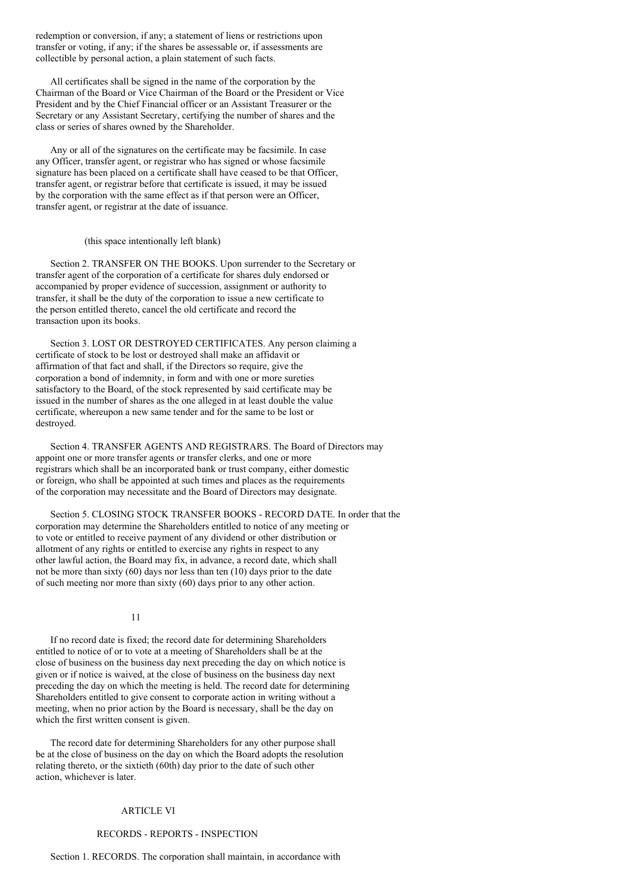redemption or conversion, if any; a statement of liens or restrictions upon transfer or voting, if any; if the shares be assessable or, if assessments are collectible by personal action, a plain statement of such facts.

All certificates shall be signed in the name of the corporation by the Chairman of the Board or Vice Chairman of the Board or the President or Vice President and by the Chief Financial officer or an Assistant Treasurer or the Secretary or any Assistant Secretary, certifying the number of shares and the class or series of shares owned by the Shareholder.

Any or all of the signatures on the certificate may be facsimile. In case any Officer, transfer agent, or registrar who has signed or whose facsimile signature has been placed on a certificate shall have ceased to be that Officer, transfer agent, or registrar before that certificate is issued, it may be issued by the corporation with the same effect as if that person were an Officer, transfer agent, or registrar at the date of issuance.

(this space intentionally left blank)

Section 2. TRANSFER ON THE BOOKS. Upon surrender to the Secretary or transfer agent of the corporation of a certificate for shares duly endorsed or accompanied by proper evidence of succession, assignment or authority to transfer, it shall be the duty of the corporation to issue a new certificate to the person entitled thereto, cancel the old certificate and record the transaction upon its books.

Section 3. LOST OR DESTROYED CERTIFICATES. Any person claiming a certificate of stock to be lost or destroyed shall make an affidavit or affirmation of that fact and shall, if the Directors so require, give the corporation a bond of indemnity, in form and with one or more sureties satisfactory to the Board, of the stock represented by said certificate may be issued in the number of shares as the one alleged in at least double the value certificate, whereupon a new same tender and for the same to be lost or destroyed.

Section 4. TRANSFER AGENTS AND REGISTRARS. The Board of Directors may appoint one or more transfer agents or transfer clerks, and one or more registrars which shall be an incorporated bank or trust company, either domestic or foreign, who shall be appointed at such times and places as the requirements of the corporation may necessitate and the Board of Directors may designate.

Section 5. CLOSING STOCK TRANSFER BOOKS - RECORD DATE. In order that the corporation may determine the Shareholders entitled to notice of any meeting or to vote or entitled to receive payment of any dividend or other distribution or allotment of any rights or entitled to exercise any rights in respect to any other lawful action, the Board may fix, in advance, a record date, which shall not be more than sixty (60) days nor less than ten (10) days prior to the date of such meeting nor more than sixty (60) days prior to any other action.

If no record date is fixed; the record date for determining Shareholders entitled to notice of or to vote at a meeting of Shareholders shall be at the close of business on the business day next preceding the day on which notice is given or if notice is waived, at the close of business on the business day next preceding the day on which the meeting is held. The record date for determining Shareholders entitled to give consent to corporate action in writing without a meeting, when no prior action by the Board is necessary, shall be the day on which the first written consent is given.

The record date for determining Shareholders for any other purpose shall be at the close of business on the day on which the Board adopts the resolution relating thereto, or the sixtieth (60th) day prior to the date of such other action, whichever is later.

## ARTICLE VI

### RECORDS - REPORTS - INSPECTION

Section 1. RECORDS. The corporation shall maintain, in accordance with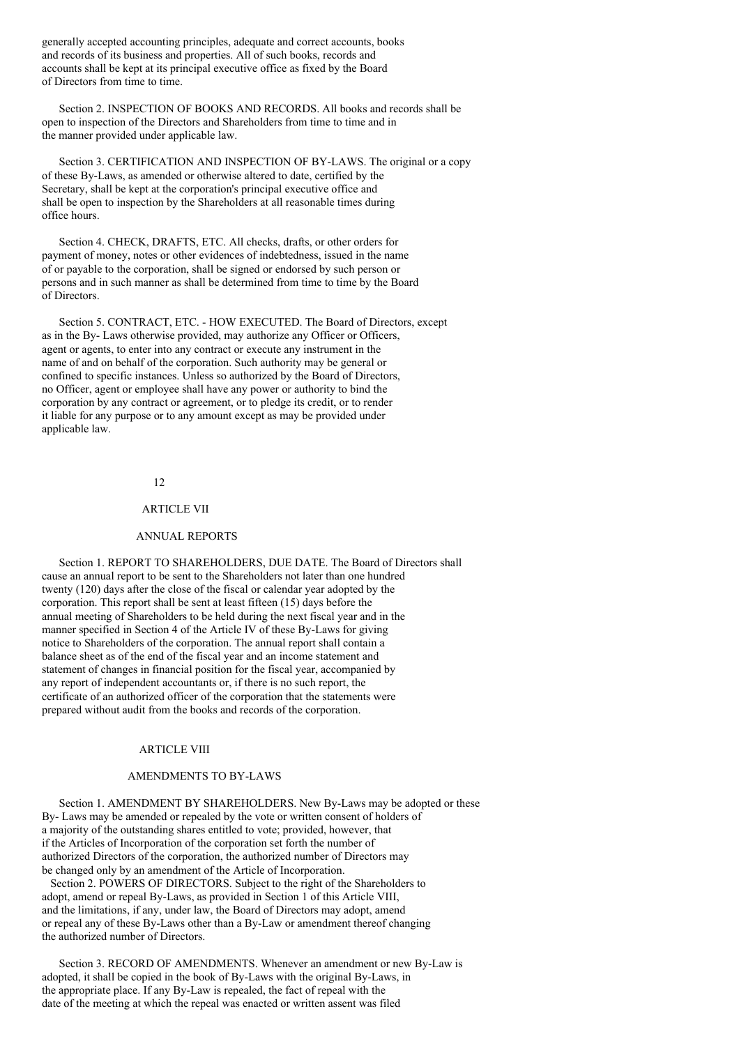generally accepted accounting principles, adequate and correct accounts, books and records of its business and properties. All of such books, records and accounts shall be kept at its principal executive office as fixed by the Board of Directors from time to time.

Section 2. INSPECTION OF BOOKS AND RECORDS. All books and records shall be open to inspection of the Directors and Shareholders from time to time and in the manner provided under applicable law.

Section 3. CERTIFICATION AND INSPECTION OF BY-LAWS. The original or a copy of these By-Laws, as amended or otherwise altered to date, certified by the Secretary, shall be kept at the corporation's principal executive office and shall be open to inspection by the Shareholders at all reasonable times during office hours.

Section 4. CHECK, DRAFTS, ETC. All checks, drafts, or other orders for payment of money, notes or other evidences of indebtedness, issued in the name of or payable to the corporation, shall be signed or endorsed by such person or persons and in such manner as shall be determined from time to time by the Board of Directors.

Section 5. CONTRACT, ETC. - HOW EXECUTED. The Board of Directors, except as in the By- Laws otherwise provided, may authorize any Officer or Officers, agent or agents, to enter into any contract or execute any instrument in the name of and on behalf of the corporation. Such authority may be general or confined to specific instances. Unless so authorized by the Board of Directors, no Officer, agent or employee shall have any power or authority to bind the corporation by any contract or agreement, or to pledge its credit, or to render it liable for any purpose or to any amount except as may be provided under applicable law.

## ARTICLE VII

## ANNUAL REPORTS

Section 1. REPORT TO SHAREHOLDERS, DUE DATE. The Board of Directors shall cause an annual report to be sent to the Shareholders not later than one hundred twenty (120) days after the close of the fiscal or calendar year adopted by the corporation. This report shall be sent at least fifteen (15) days before the annual meeting of Shareholders to be held during the next fiscal year and in the manner specified in Section 4 of the Article IV of these By-Laws for giving notice to Shareholders of the corporation. The annual report shall contain a balance sheet as of the end of the fiscal year and an income statement and statement of changes in financial position for the fiscal year, accompanied by any report of independent accountants or, if there is no such report, the certificate of an authorized officer of the corporation that the statements were prepared without audit from the books and records of the corporation.

## ARTICLE VIII

## AMENDMENTS TO BY-LAWS

Section 1. AMENDMENT BY SHAREHOLDERS. New By-Laws may be adopted or these By- Laws may be amended or repealed by the vote or written consent of holders of a majority of the outstanding shares entitled to vote; provided, however, that if the Articles of Incorporation of the corporation set forth the number of authorized Directors of the corporation, the authorized number of Directors may be changed only by an amendment of the Article of Incorporation.

Section 2. POWERS OF DIRECTORS. Subject to the right of the Shareholders to adopt, amend or repeal By-Laws, as provided in Section 1 of this Article VIII, and the limitations, if any, under law, the Board of Directors may adopt, amend or repeal any of these By-Laws other than a By-Law or amendment thereof changing the authorized number of Directors.

Section 3. RECORD OF AMENDMENTS. Whenever an amendment or new By-Law is adopted, it shall be copied in the book of By-Laws with the original By-Laws, in the appropriate place. If any By-Law is repealed, the fact of repeal with the date of the meeting at which the repeal was enacted or written assent was filed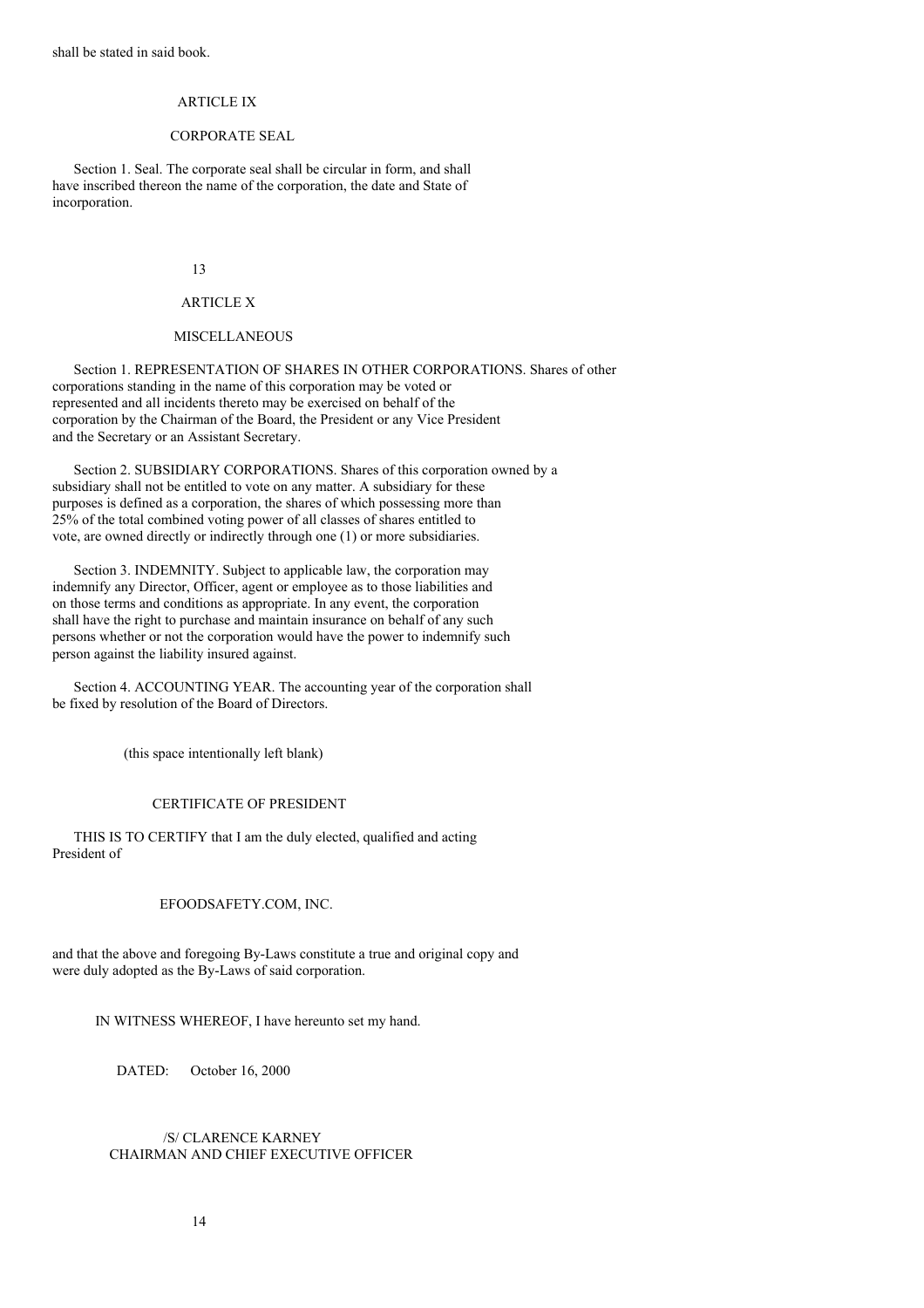shall be stated in said book.

## ARTICLE IX

## CORPORATE SEAL

Section 1. Seal. The corporate seal shall be circular in form, and shall have inscribed thereon the name of the corporation, the date and State of incorporation.

## ARTICLE X

## MISCELLANEOUS

Section 1. REPRESENTATION OF SHARES IN OTHER CORPORATIONS. Shares of other corporations standing in the name of this corporation may be voted or represented and all incidents thereto may be exercised on behalf of the corporation by the Chairman of the Board, the President or any Vice President and the Secretary or an Assistant Secretary.

Section 2. SUBSIDIARY CORPORATIONS. Shares of this corporation owned by a subsidiary shall not be entitled to vote on any matter. A subsidiary for these purposes is defined as a corporation, the shares of which possessing more than 25% of the total combined voting power of all classes of shares entitled to vote, are owned directly or indirectly through one (1) or more subsidiaries.

Section 3. INDEMNITY. Subject to applicable law, the corporation may indemnify any Director, Officer, agent or employee as to those liabilities and on those terms and conditions as appropriate. In any event, the corporation shall have the right to purchase and maintain insurance on behalf of any such persons whether or not the corporation would have the power to indemnify such person against the liability insured against.

Section 4. ACCOUNTING YEAR. The accounting year of the corporation shall be fixed by resolution of the Board of Directors.

(this space intentionally left blank)

## CERTIFICATE OF PRESIDENT

THIS IS TO CERTIFY that I am the duly elected, qualified and acting President of

EFOODSAFETY.COM, INC.

and that the above and foregoing By-Laws constitute a true and original copy and were duly adopted as the By-Laws of said corporation.

IN WITNESS WHEREOF, I have hereunto set my hand.

DATED: October 16, 2000

/S/ CLARENCE KARNEY
CHAIRMAN AND CHIEF EXECUTIVE OFFICER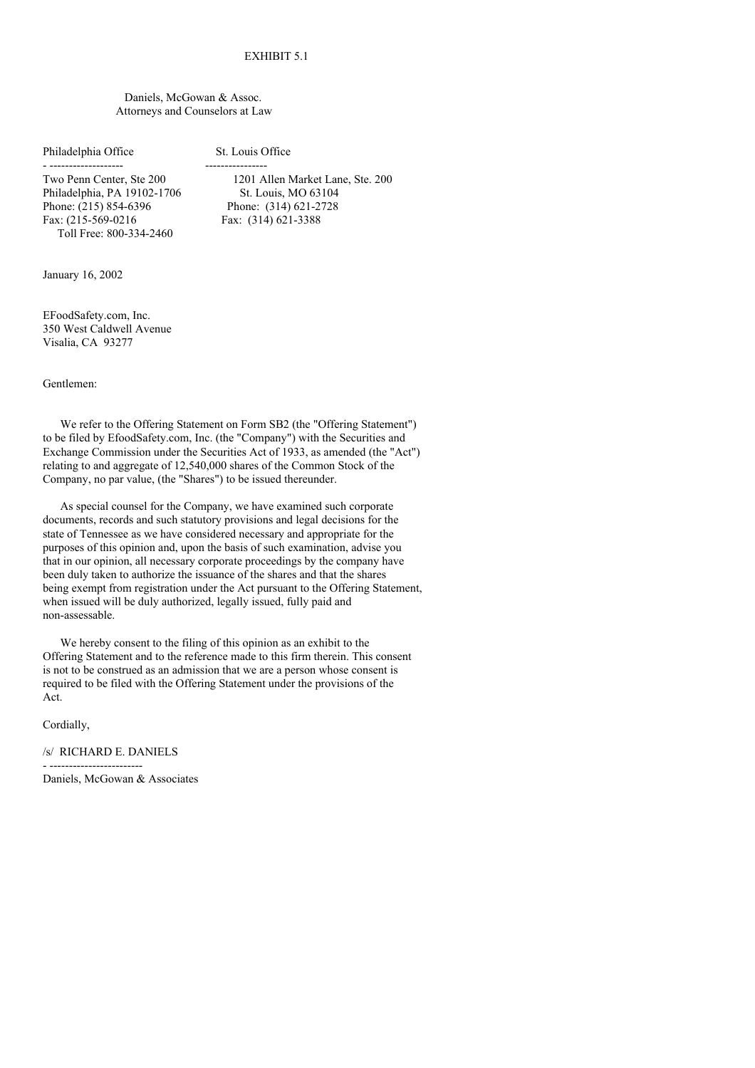EXHIBIT 5.1

Daniels, McGowan & Assoc.
Attorneys and Counselors at Law

| Philadelphia Office | St. Louis Office |
| --- | --- |
| Two Penn Center, Ste 200 | 1201 Allen Market Lane, Ste. 200 |
| Philadelphia, PA 19102-1706 | St. Louis, MO 63104 |
| Phone: (215) 854-6396 | Phone: (314) 621-2728 |
| Fax: (215-569-0216 | Fax: (314) 621-3388 |
| Toll Free: 800-334-2460 | |

January 16, 2002

EFoodSafety.com, Inc.
350 West Caldwell Avenue
Visalia, CA 93277

Gentlemen:

We refer to the Offering Statement on Form SB2 (the "Offering Statement") to be filed by EfoodSafety.com, Inc. (the "Company") with the Securities and Exchange Commission under the Securities Act of 1933, as amended (the "Act") relating to and aggregate of 12,540,000 shares of the Common Stock of the Company, no par value, (the "Shares") to be issued thereunder.

As special counsel for the Company, we have examined such corporate documents, records and such statutory provisions and legal decisions for the state of Tennessee as we have considered necessary and appropriate for the purposes of this opinion and, upon the basis of such examination, advise you that in our opinion, all necessary corporate proceedings by the company have been duly taken to authorize the issuance of the shares and that the shares being exempt from registration under the Act pursuant to the Offering Statement, when issued will be duly authorized, legally issued, fully paid and non-assessable.

We hereby consent to the filing of this opinion as an exhibit to the Offering Statement and to the reference made to this firm therein. This consent is not to be construed as an admission that we are a person whose consent is required to be filed with the Offering Statement under the provisions of the Act.

Cordially,

/s/ RICHARD E. DANIELS

Daniels, McGowan & Associates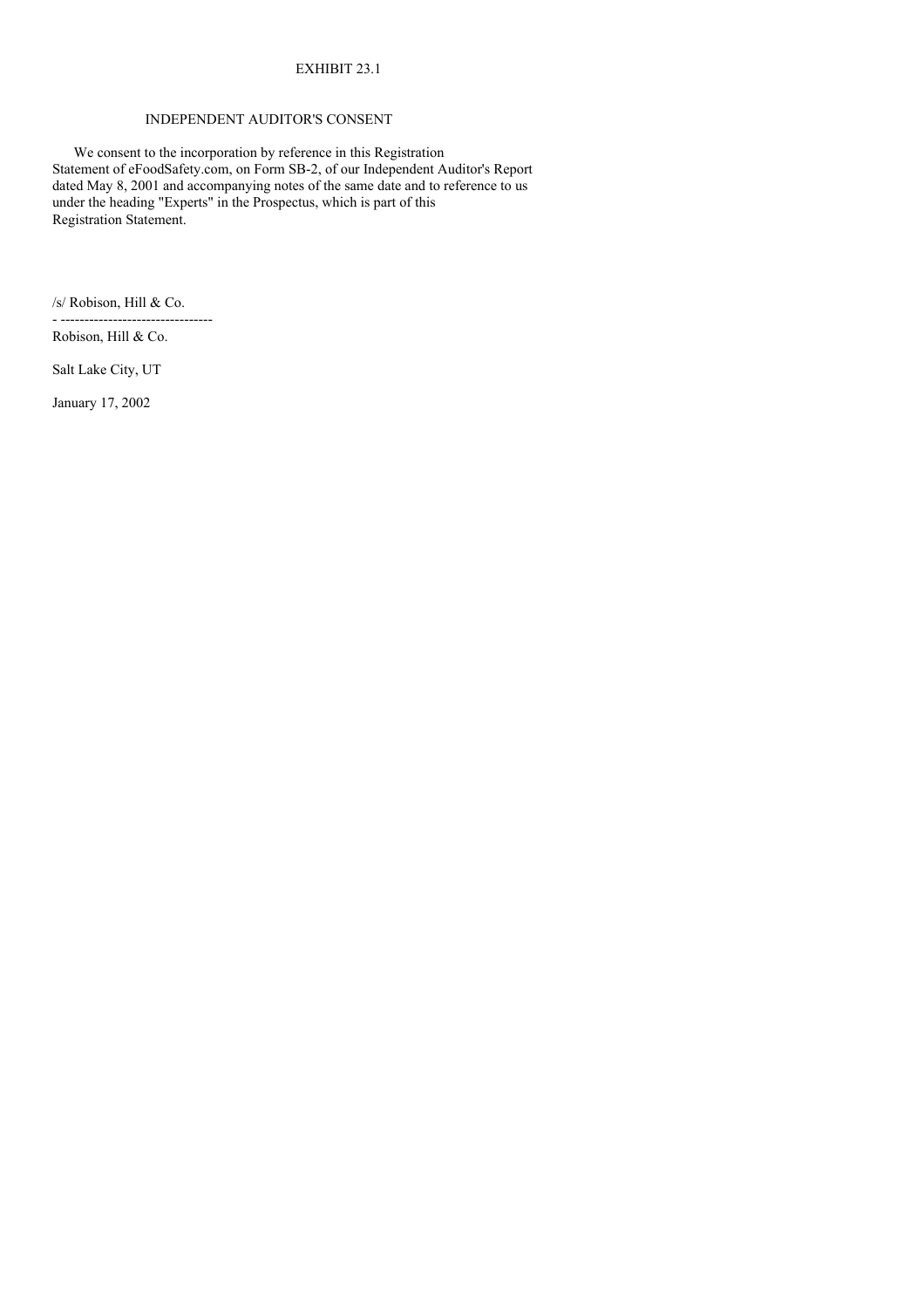EXHIBIT 23.1

INDEPENDENT AUDITOR'S CONSENT

We consent to the incorporation by reference in this Registration Statement of eFoodSafety.com, on Form SB-2, of our Independent Auditor's Report dated May 8, 2001 and accompanying notes of the same date and to reference to us under the heading "Experts" in the Prospectus, which is part of this Registration Statement.

/s/ Robison, Hill & Co.

---

Robison, Hill & Co.

Salt Lake City, UT

January 17, 2002